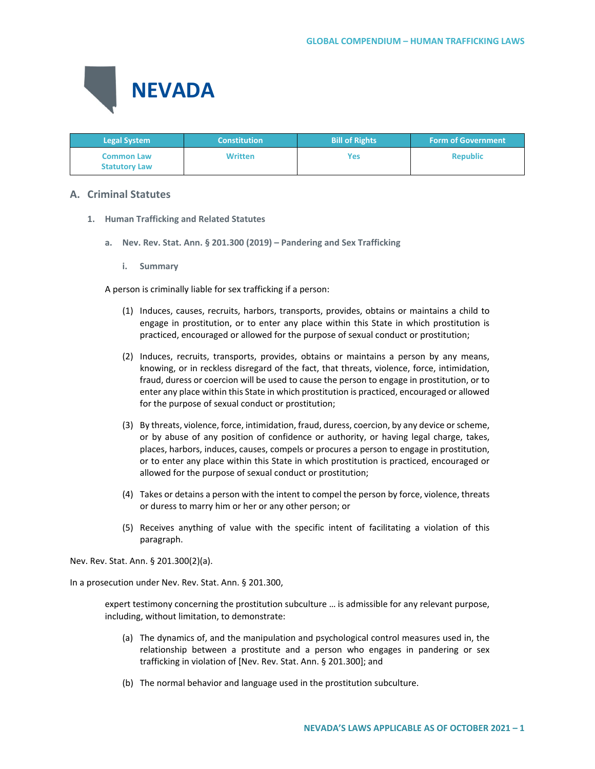# NEVADA

| Legal System | Constitution | Bill of Rights | Form of Government |
|---|---|---|---|
| Common Law<br>Statutory Law | Written | Yes | Republic |

## A. Criminal Statutes

### 1. Human Trafficking and Related Statutes

#### a. Nev. Rev. Stat. Ann. § 201.300 (2019) – Pandering and Sex Trafficking

##### i. Summary

A person is criminally liable for sex trafficking if a person:

> (1) Induces, causes, recruits, harbors, transports, provides, obtains or maintains a child to engage in prostitution, or to enter any place within this State in which prostitution is practiced, encouraged or allowed for the purpose of sexual conduct or prostitution;
>
> (2) Induces, recruits, transports, provides, obtains or maintains a person by any means, knowing, or in reckless disregard of the fact, that threats, violence, force, intimidation, fraud, duress or coercion will be used to cause the person to engage in prostitution, or to enter any place within this State in which prostitution is practiced, encouraged or allowed for the purpose of sexual conduct or prostitution;
>
> (3) By threats, violence, force, intimidation, fraud, duress, coercion, by any device or scheme, or by abuse of any position of confidence or authority, or having legal charge, takes, places, harbors, induces, causes, compels or procures a person to engage in prostitution, or to enter any place within this State in which prostitution is practiced, encouraged or allowed for the purpose of sexual conduct or prostitution;
>
> (4) Takes or detains a person with the intent to compel the person by force, violence, threats or duress to marry him or her or any other person; or
>
> (5) Receives anything of value with the specific intent of facilitating a violation of this paragraph.

Nev. Rev. Stat. Ann. § 201.300(2)(a).

In a prosecution under Nev. Rev. Stat. Ann. § 201.300,

> expert testimony concerning the prostitution subculture … is admissible for any relevant purpose, including, without limitation, to demonstrate:
>
> (a) The dynamics of, and the manipulation and psychological control measures used in, the relationship between a prostitute and a person who engages in pandering or sex trafficking in violation of [Nev. Rev. Stat. Ann. § 201.300]; and
>
> (b) The normal behavior and language used in the prostitution subculture.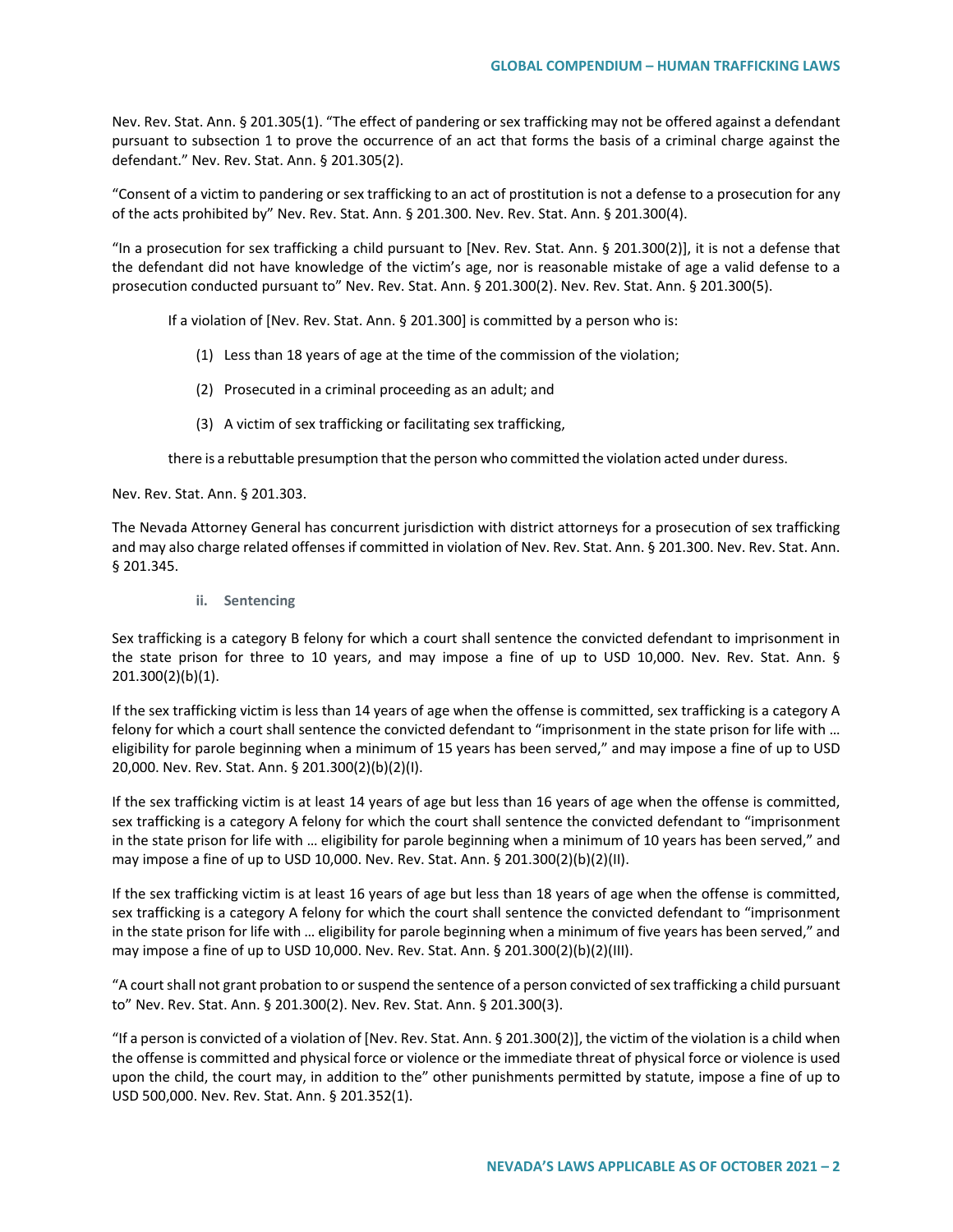Nev. Rev. Stat. Ann. § 201.305(1). "The effect of pandering or sex trafficking may not be offered against a defendant pursuant to subsection 1 to prove the occurrence of an act that forms the basis of a criminal charge against the defendant." Nev. Rev. Stat. Ann. § 201.305(2).

"Consent of a victim to pandering or sex trafficking to an act of prostitution is not a defense to a prosecution for any of the acts prohibited by" Nev. Rev. Stat. Ann. § 201.300. Nev. Rev. Stat. Ann. § 201.300(4).

"In a prosecution for sex trafficking a child pursuant to [Nev. Rev. Stat. Ann. § 201.300(2)], it is not a defense that the defendant did not have knowledge of the victim's age, nor is reasonable mistake of age a valid defense to a prosecution conducted pursuant to" Nev. Rev. Stat. Ann. § 201.300(2). Nev. Rev. Stat. Ann. § 201.300(5).

> If a violation of [Nev. Rev. Stat. Ann. § 201.300] is committed by a person who is:
>
> (1) Less than 18 years of age at the time of the commission of the violation;
>
> (2) Prosecuted in a criminal proceeding as an adult; and
>
> (3) A victim of sex trafficking or facilitating sex trafficking,
>
> there is a rebuttable presumption that the person who committed the violation acted under duress.

Nev. Rev. Stat. Ann. § 201.303.

The Nevada Attorney General has concurrent jurisdiction with district attorneys for a prosecution of sex trafficking and may also charge related offenses if committed in violation of Nev. Rev. Stat. Ann. § 201.300. Nev. Rev. Stat. Ann. § 201.345.

#### ii. Sentencing

Sex trafficking is a category B felony for which a court shall sentence the convicted defendant to imprisonment in the state prison for three to 10 years, and may impose a fine of up to USD 10,000. Nev. Rev. Stat. Ann. § 201.300(2)(b)(1).

If the sex trafficking victim is less than 14 years of age when the offense is committed, sex trafficking is a category A felony for which a court shall sentence the convicted defendant to "imprisonment in the state prison for life with … eligibility for parole beginning when a minimum of 15 years has been served," and may impose a fine of up to USD 20,000. Nev. Rev. Stat. Ann. § 201.300(2)(b)(2)(I).

If the sex trafficking victim is at least 14 years of age but less than 16 years of age when the offense is committed, sex trafficking is a category A felony for which the court shall sentence the convicted defendant to "imprisonment in the state prison for life with … eligibility for parole beginning when a minimum of 10 years has been served," and may impose a fine of up to USD 10,000. Nev. Rev. Stat. Ann. § 201.300(2)(b)(2)(II).

If the sex trafficking victim is at least 16 years of age but less than 18 years of age when the offense is committed, sex trafficking is a category A felony for which the court shall sentence the convicted defendant to "imprisonment in the state prison for life with … eligibility for parole beginning when a minimum of five years has been served," and may impose a fine of up to USD 10,000. Nev. Rev. Stat. Ann. § 201.300(2)(b)(2)(III).

"A court shall not grant probation to or suspend the sentence of a person convicted of sex trafficking a child pursuant to" Nev. Rev. Stat. Ann. § 201.300(2). Nev. Rev. Stat. Ann. § 201.300(3).

"If a person is convicted of a violation of [Nev. Rev. Stat. Ann. § 201.300(2)], the victim of the violation is a child when the offense is committed and physical force or violence or the immediate threat of physical force or violence is used upon the child, the court may, in addition to the" other punishments permitted by statute, impose a fine of up to USD 500,000. Nev. Rev. Stat. Ann. § 201.352(1).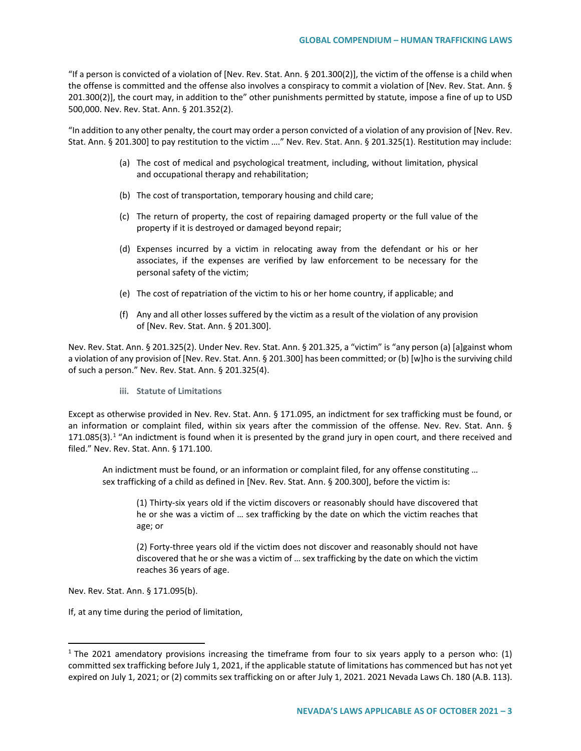"If a person is convicted of a violation of [Nev. Rev. Stat. Ann. § 201.300(2)], the victim of the offense is a child when the offense is committed and the offense also involves a conspiracy to commit a violation of [Nev. Rev. Stat. Ann. § 201.300(2)], the court may, in addition to the" other punishments permitted by statute, impose a fine of up to USD 500,000. Nev. Rev. Stat. Ann. § 201.352(2).

"In addition to any other penalty, the court may order a person convicted of a violation of any provision of [Nev. Rev. Stat. Ann. § 201.300] to pay restitution to the victim …." Nev. Rev. Stat. Ann. § 201.325(1). Restitution may include:

> (a) The cost of medical and psychological treatment, including, without limitation, physical and occupational therapy and rehabilitation;
>
> (b) The cost of transportation, temporary housing and child care;
>
> (c) The return of property, the cost of repairing damaged property or the full value of the property if it is destroyed or damaged beyond repair;
>
> (d) Expenses incurred by a victim in relocating away from the defendant or his or her associates, if the expenses are verified by law enforcement to be necessary for the personal safety of the victim;
>
> (e) The cost of repatriation of the victim to his or her home country, if applicable; and
>
> (f) Any and all other losses suffered by the victim as a result of the violation of any provision of [Nev. Rev. Stat. Ann. § 201.300].

Nev. Rev. Stat. Ann. § 201.325(2). Under Nev. Rev. Stat. Ann. § 201.325, a "victim" is "any person (a) [a]gainst whom a violation of any provision of [Nev. Rev. Stat. Ann. § 201.300] has been committed; or (b) [w]ho is the surviving child of such a person." Nev. Rev. Stat. Ann. § 201.325(4).

#### iii. Statute of Limitations

Except as otherwise provided in Nev. Rev. Stat. Ann. § 171.095, an indictment for sex trafficking must be found, or an information or complaint filed, within six years after the commission of the offense. Nev. Rev. Stat. Ann. § 171.085(3).[1] "An indictment is found when it is presented by the grand jury in open court, and there received and filed." Nev. Rev. Stat. Ann. § 171.100.

> An indictment must be found, or an information or complaint filed, for any offense constituting … sex trafficking of a child as defined in [Nev. Rev. Stat. Ann. § 200.300], before the victim is:
>
> > (1) Thirty-six years old if the victim discovers or reasonably should have discovered that he or she was a victim of … sex trafficking by the date on which the victim reaches that age; or
> >
> > (2) Forty-three years old if the victim does not discover and reasonably should not have discovered that he or she was a victim of … sex trafficking by the date on which the victim reaches 36 years of age.

Nev. Rev. Stat. Ann. § 171.095(b).

If, at any time during the period of limitation,

---

[1] The 2021 amendatory provisions increasing the timeframe from four to six years apply to a person who: (1) committed sex trafficking before July 1, 2021, if the applicable statute of limitations has commenced but has not yet expired on July 1, 2021; or (2) commits sex trafficking on or after July 1, 2021. 2021 Nevada Laws Ch. 180 (A.B. 113).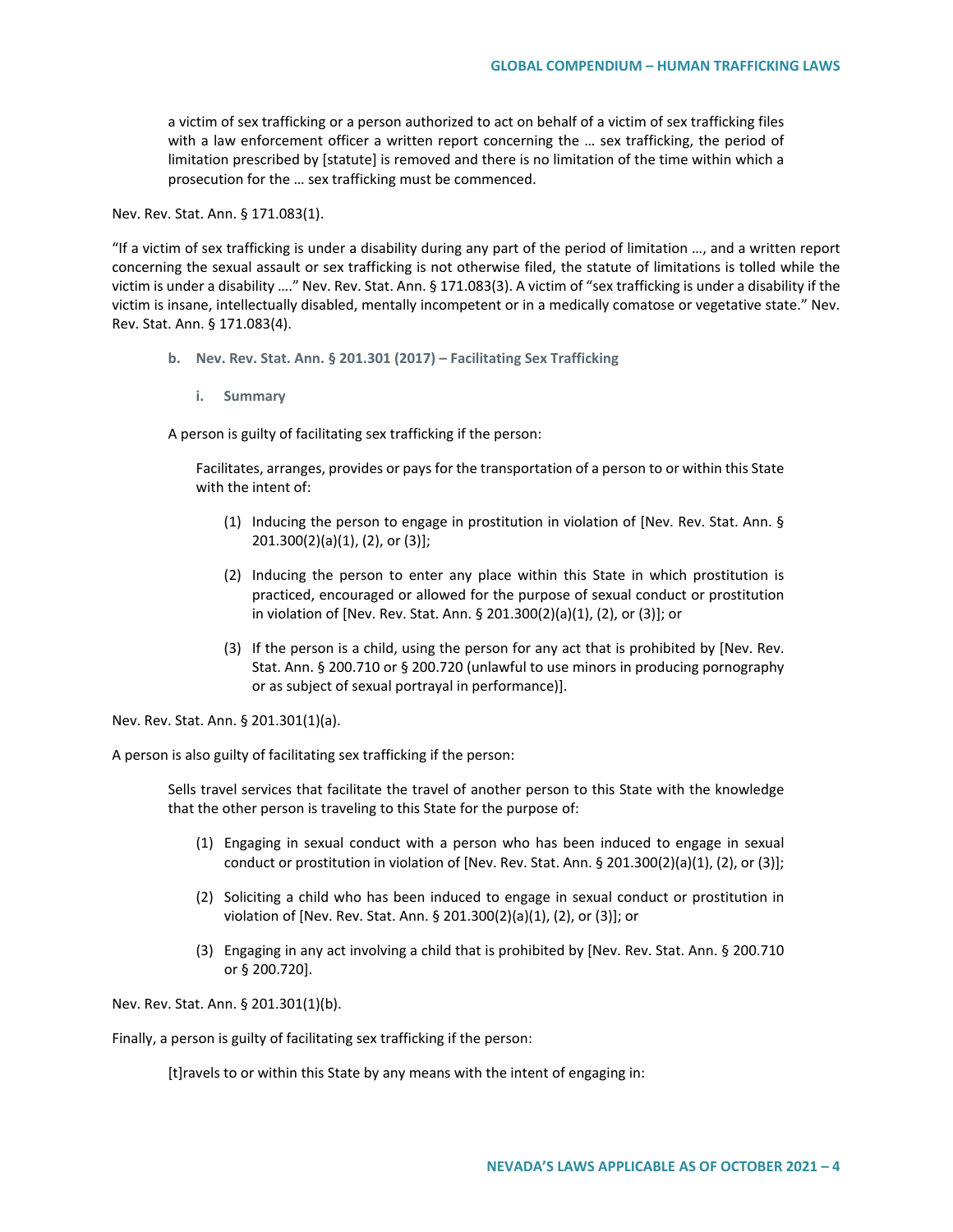> a victim of sex trafficking or a person authorized to act on behalf of a victim of sex trafficking files with a law enforcement officer a written report concerning the … sex trafficking, the period of limitation prescribed by [statute] is removed and there is no limitation of the time within which a prosecution for the … sex trafficking must be commenced.

Nev. Rev. Stat. Ann. § 171.083(1).

"If a victim of sex trafficking is under a disability during any part of the period of limitation …, and a written report concerning the sexual assault or sex trafficking is not otherwise filed, the statute of limitations is tolled while the victim is under a disability …." Nev. Rev. Stat. Ann. § 171.083(3). A victim of "sex trafficking is under a disability if the victim is insane, intellectually disabled, mentally incompetent or in a medically comatose or vegetative state." Nev. Rev. Stat. Ann. § 171.083(4).

### b. Nev. Rev. Stat. Ann. § 201.301 (2017) – Facilitating Sex Trafficking

#### i. Summary

A person is guilty of facilitating sex trafficking if the person:

> Facilitates, arranges, provides or pays for the transportation of a person to or within this State with the intent of:
>
> (1) Inducing the person to engage in prostitution in violation of [Nev. Rev. Stat. Ann. § 201.300(2)(a)(1), (2), or (3)];
>
> (2) Inducing the person to enter any place within this State in which prostitution is practiced, encouraged or allowed for the purpose of sexual conduct or prostitution in violation of [Nev. Rev. Stat. Ann. § 201.300(2)(a)(1), (2), or (3)]; or
>
> (3) If the person is a child, using the person for any act that is prohibited by [Nev. Rev. Stat. Ann. § 200.710 or § 200.720 (unlawful to use minors in producing pornography or as subject of sexual portrayal in performance)].

Nev. Rev. Stat. Ann. § 201.301(1)(a).

A person is also guilty of facilitating sex trafficking if the person:

> Sells travel services that facilitate the travel of another person to this State with the knowledge that the other person is traveling to this State for the purpose of:
>
> (1) Engaging in sexual conduct with a person who has been induced to engage in sexual conduct or prostitution in violation of [Nev. Rev. Stat. Ann. § 201.300(2)(a)(1), (2), or (3)];
>
> (2) Soliciting a child who has been induced to engage in sexual conduct or prostitution in violation of [Nev. Rev. Stat. Ann. § 201.300(2)(a)(1), (2), or (3)]; or
>
> (3) Engaging in any act involving a child that is prohibited by [Nev. Rev. Stat. Ann. § 200.710 or § 200.720].

Nev. Rev. Stat. Ann. § 201.301(1)(b).

Finally, a person is guilty of facilitating sex trafficking if the person:

> [t]ravels to or within this State by any means with the intent of engaging in: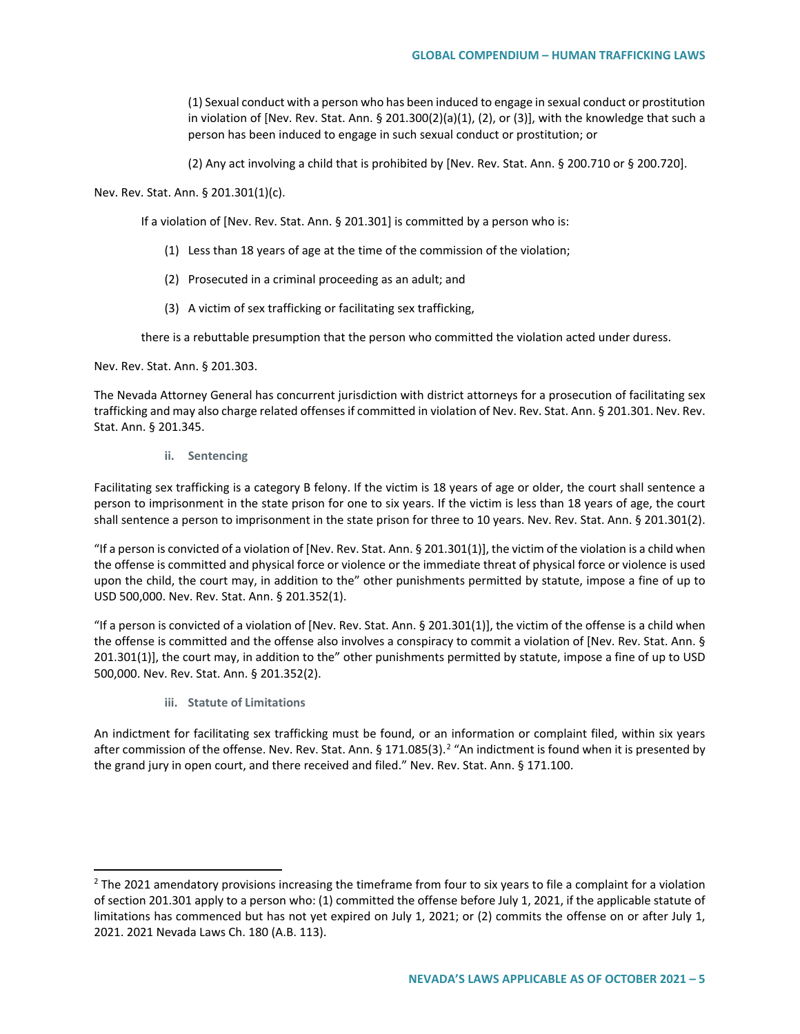(1) Sexual conduct with a person who has been induced to engage in sexual conduct or prostitution in violation of [Nev. Rev. Stat. Ann. § 201.300(2)(a)(1), (2), or (3)], with the knowledge that such a person has been induced to engage in such sexual conduct or prostitution; or

(2) Any act involving a child that is prohibited by [Nev. Rev. Stat. Ann. § 200.710 or § 200.720].

Nev. Rev. Stat. Ann. § 201.301(1)(c).

If a violation of [Nev. Rev. Stat. Ann. § 201.301] is committed by a person who is:

(1) Less than 18 years of age at the time of the commission of the violation;

(2) Prosecuted in a criminal proceeding as an adult; and

(3) A victim of sex trafficking or facilitating sex trafficking,

there is a rebuttable presumption that the person who committed the violation acted under duress.

Nev. Rev. Stat. Ann. § 201.303.

The Nevada Attorney General has concurrent jurisdiction with district attorneys for a prosecution of facilitating sex trafficking and may also charge related offenses if committed in violation of Nev. Rev. Stat. Ann. § 201.301. Nev. Rev. Stat. Ann. § 201.345.

#### ii. Sentencing

Facilitating sex trafficking is a category B felony. If the victim is 18 years of age or older, the court shall sentence a person to imprisonment in the state prison for one to six years. If the victim is less than 18 years of age, the court shall sentence a person to imprisonment in the state prison for three to 10 years. Nev. Rev. Stat. Ann. § 201.301(2).

"If a person is convicted of a violation of [Nev. Rev. Stat. Ann. § 201.301(1)], the victim of the violation is a child when the offense is committed and physical force or violence or the immediate threat of physical force or violence is used upon the child, the court may, in addition to the" other punishments permitted by statute, impose a fine of up to USD 500,000. Nev. Rev. Stat. Ann. § 201.352(1).

"If a person is convicted of a violation of [Nev. Rev. Stat. Ann. § 201.301(1)], the victim of the offense is a child when the offense is committed and the offense also involves a conspiracy to commit a violation of [Nev. Rev. Stat. Ann. § 201.301(1)], the court may, in addition to the" other punishments permitted by statute, impose a fine of up to USD 500,000. Nev. Rev. Stat. Ann. § 201.352(2).

#### iii. Statute of Limitations

An indictment for facilitating sex trafficking must be found, or an information or complaint filed, within six years after commission of the offense. Nev. Rev. Stat. Ann. § 171.085(3).[2] "An indictment is found when it is presented by the grand jury in open court, and there received and filed." Nev. Rev. Stat. Ann. § 171.100.

[2] The 2021 amendatory provisions increasing the timeframe from four to six years to file a complaint for a violation of section 201.301 apply to a person who: (1) committed the offense before July 1, 2021, if the applicable statute of limitations has commenced but has not yet expired on July 1, 2021; or (2) commits the offense on or after July 1, 2021. 2021 Nevada Laws Ch. 180 (A.B. 113).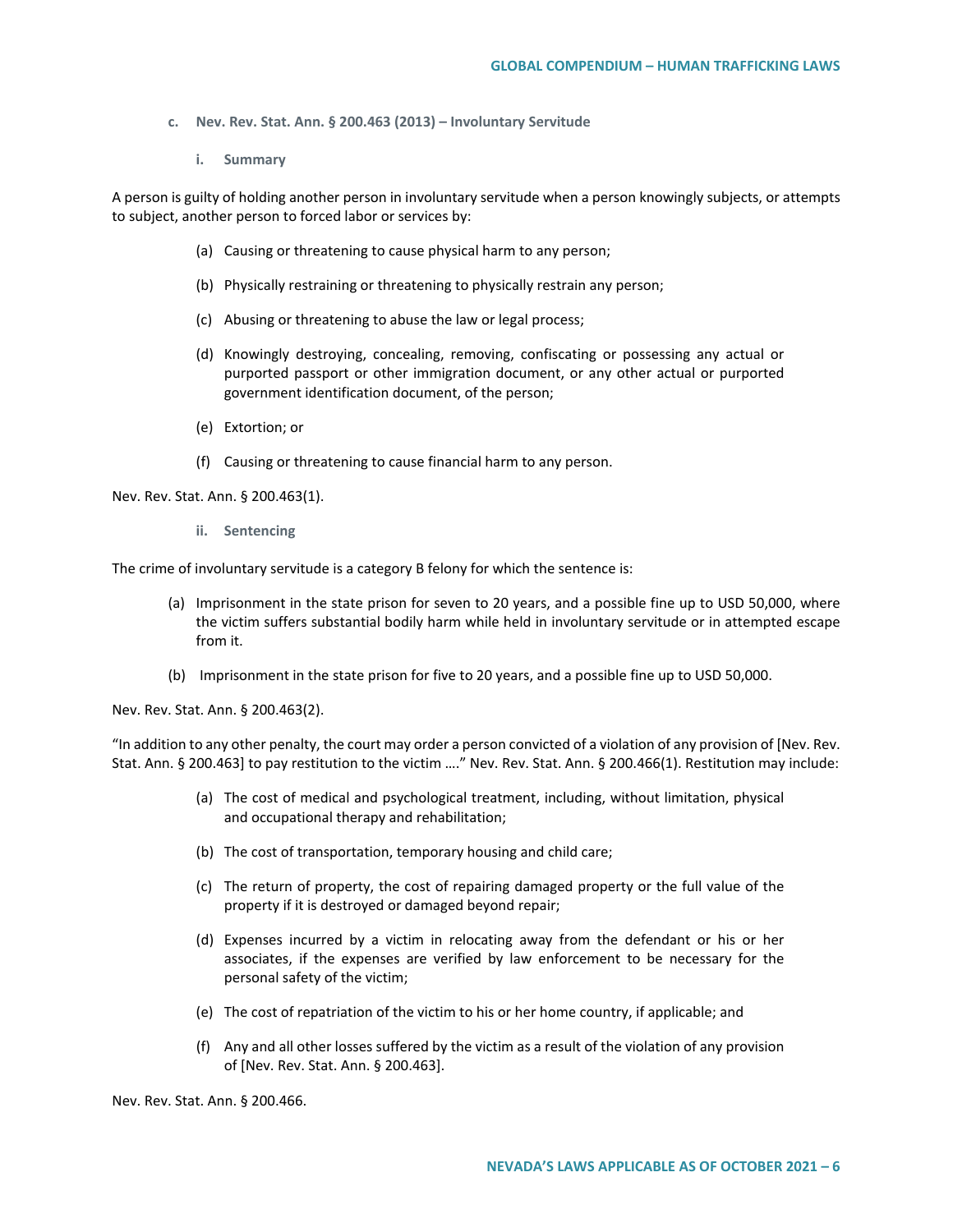### c. Nev. Rev. Stat. Ann. § 200.463 (2013) – Involuntary Servitude

#### i. Summary

A person is guilty of holding another person in involuntary servitude when a person knowingly subjects, or attempts to subject, another person to forced labor or services by:

(a) Causing or threatening to cause physical harm to any person;

(b) Physically restraining or threatening to physically restrain any person;

(c) Abusing or threatening to abuse the law or legal process;

(d) Knowingly destroying, concealing, removing, confiscating or possessing any actual or purported passport or other immigration document, or any other actual or purported government identification document, of the person;

(e) Extortion; or

(f) Causing or threatening to cause financial harm to any person.

Nev. Rev. Stat. Ann. § 200.463(1).

#### ii. Sentencing

The crime of involuntary servitude is a category B felony for which the sentence is:

(a) Imprisonment in the state prison for seven to 20 years, and a possible fine up to USD 50,000, where the victim suffers substantial bodily harm while held in involuntary servitude or in attempted escape from it.

(b) Imprisonment in the state prison for five to 20 years, and a possible fine up to USD 50,000.

Nev. Rev. Stat. Ann. § 200.463(2).

"In addition to any other penalty, the court may order a person convicted of a violation of any provision of [Nev. Rev. Stat. Ann. § 200.463] to pay restitution to the victim …." Nev. Rev. Stat. Ann. § 200.466(1). Restitution may include:

(a) The cost of medical and psychological treatment, including, without limitation, physical and occupational therapy and rehabilitation;

(b) The cost of transportation, temporary housing and child care;

(c) The return of property, the cost of repairing damaged property or the full value of the property if it is destroyed or damaged beyond repair;

(d) Expenses incurred by a victim in relocating away from the defendant or his or her associates, if the expenses are verified by law enforcement to be necessary for the personal safety of the victim;

(e) The cost of repatriation of the victim to his or her home country, if applicable; and

(f) Any and all other losses suffered by the victim as a result of the violation of any provision of [Nev. Rev. Stat. Ann. § 200.463].

Nev. Rev. Stat. Ann. § 200.466.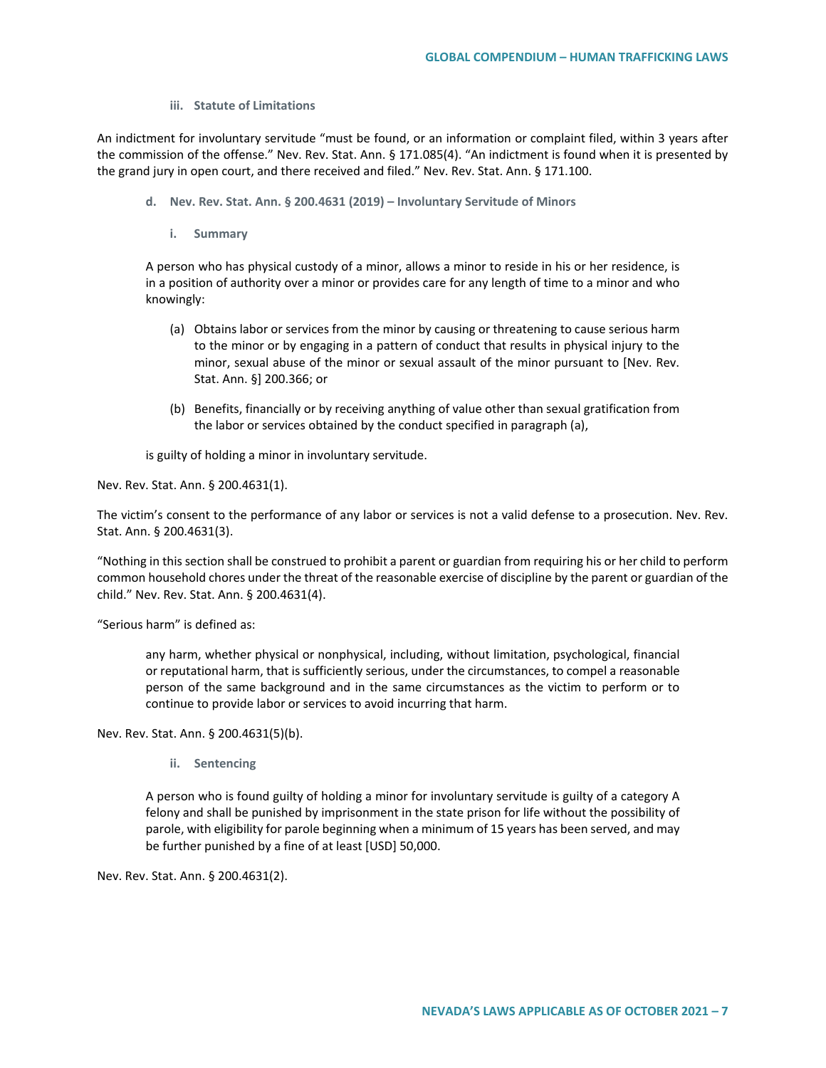#### iii. Statute of Limitations

An indictment for involuntary servitude "must be found, or an information or complaint filed, within 3 years after the commission of the offense." Nev. Rev. Stat. Ann. § 171.085(4). "An indictment is found when it is presented by the grand jury in open court, and there received and filed." Nev. Rev. Stat. Ann. § 171.100.

### d. Nev. Rev. Stat. Ann. § 200.4631 (2019) – Involuntary Servitude of Minors

#### i. Summary

> A person who has physical custody of a minor, allows a minor to reside in his or her residence, is in a position of authority over a minor or provides care for any length of time to a minor and who knowingly:
>
> (a) Obtains labor or services from the minor by causing or threatening to cause serious harm to the minor or by engaging in a pattern of conduct that results in physical injury to the minor, sexual abuse of the minor or sexual assault of the minor pursuant to [Nev. Rev. Stat. Ann. §] 200.366; or
>
> (b) Benefits, financially or by receiving anything of value other than sexual gratification from the labor or services obtained by the conduct specified in paragraph (a),
>
> is guilty of holding a minor in involuntary servitude.

Nev. Rev. Stat. Ann. § 200.4631(1).

The victim's consent to the performance of any labor or services is not a valid defense to a prosecution. Nev. Rev. Stat. Ann. § 200.4631(3).

"Nothing in this section shall be construed to prohibit a parent or guardian from requiring his or her child to perform common household chores under the threat of the reasonable exercise of discipline by the parent or guardian of the child." Nev. Rev. Stat. Ann. § 200.4631(4).

"Serious harm" is defined as:

> any harm, whether physical or nonphysical, including, without limitation, psychological, financial or reputational harm, that is sufficiently serious, under the circumstances, to compel a reasonable person of the same background and in the same circumstances as the victim to perform or to continue to provide labor or services to avoid incurring that harm.

Nev. Rev. Stat. Ann. § 200.4631(5)(b).

#### ii. Sentencing

> A person who is found guilty of holding a minor for involuntary servitude is guilty of a category A felony and shall be punished by imprisonment in the state prison for life without the possibility of parole, with eligibility for parole beginning when a minimum of 15 years has been served, and may be further punished by a fine of at least [USD] 50,000.

Nev. Rev. Stat. Ann. § 200.4631(2).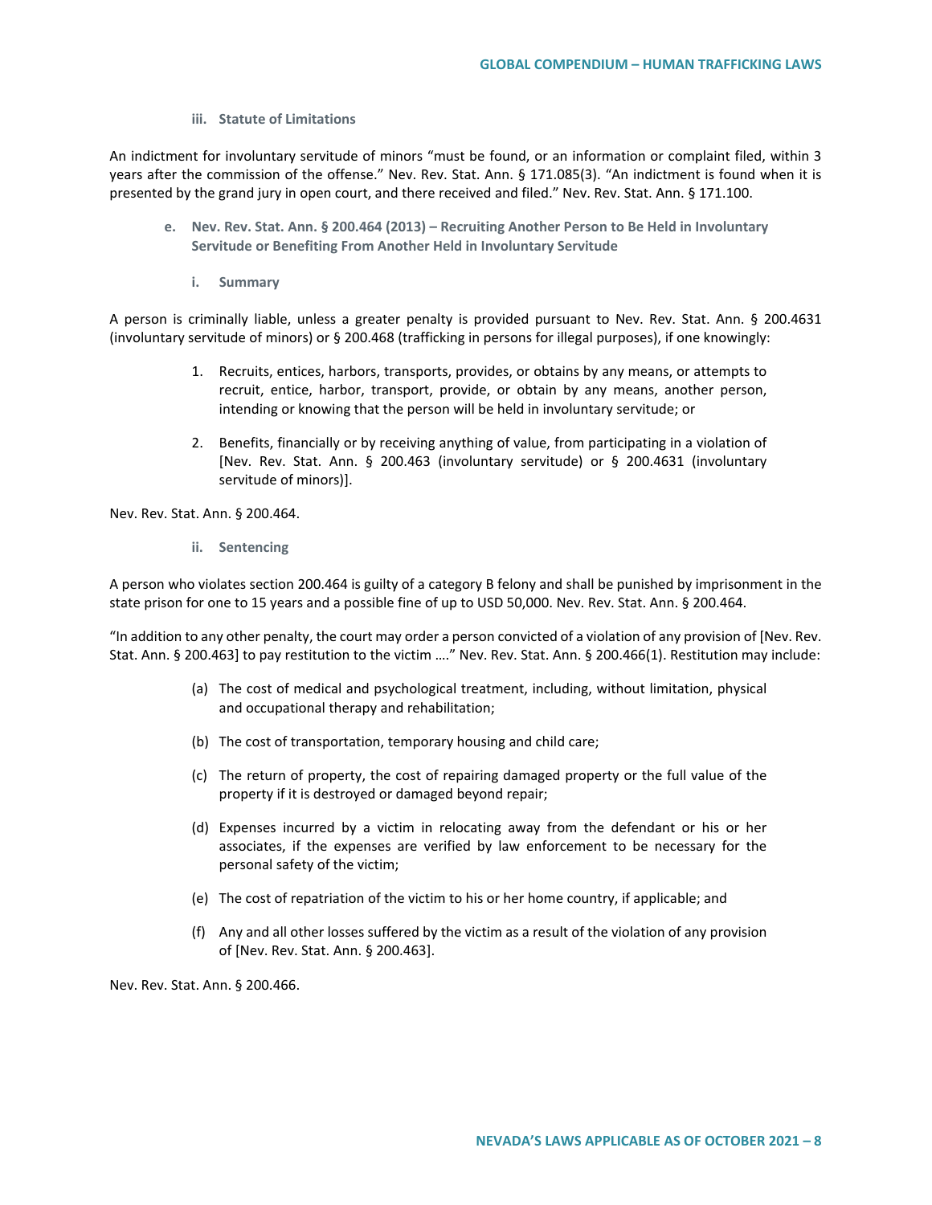#### iii. Statute of Limitations

An indictment for involuntary servitude of minors "must be found, or an information or complaint filed, within 3 years after the commission of the offense." Nev. Rev. Stat. Ann. § 171.085(3). "An indictment is found when it is presented by the grand jury in open court, and there received and filed." Nev. Rev. Stat. Ann. § 171.100.

### e. Nev. Rev. Stat. Ann. § 200.464 (2013) – Recruiting Another Person to Be Held in Involuntary Servitude or Benefiting From Another Held in Involuntary Servitude

#### i. Summary

A person is criminally liable, unless a greater penalty is provided pursuant to Nev. Rev. Stat. Ann. § 200.4631 (involuntary servitude of minors) or § 200.468 (trafficking in persons for illegal purposes), if one knowingly:

1. Recruits, entices, harbors, transports, provides, or obtains by any means, or attempts to recruit, entice, harbor, transport, provide, or obtain by any means, another person, intending or knowing that the person will be held in involuntary servitude; or

2. Benefits, financially or by receiving anything of value, from participating in a violation of [Nev. Rev. Stat. Ann. § 200.463 (involuntary servitude) or § 200.4631 (involuntary servitude of minors)].

Nev. Rev. Stat. Ann. § 200.464.

#### ii. Sentencing

A person who violates section 200.464 is guilty of a category B felony and shall be punished by imprisonment in the state prison for one to 15 years and a possible fine of up to USD 50,000. Nev. Rev. Stat. Ann. § 200.464.

"In addition to any other penalty, the court may order a person convicted of a violation of any provision of [Nev. Rev. Stat. Ann. § 200.463] to pay restitution to the victim …." Nev. Rev. Stat. Ann. § 200.466(1). Restitution may include:

(a) The cost of medical and psychological treatment, including, without limitation, physical and occupational therapy and rehabilitation;

(b) The cost of transportation, temporary housing and child care;

(c) The return of property, the cost of repairing damaged property or the full value of the property if it is destroyed or damaged beyond repair;

(d) Expenses incurred by a victim in relocating away from the defendant or his or her associates, if the expenses are verified by law enforcement to be necessary for the personal safety of the victim;

(e) The cost of repatriation of the victim to his or her home country, if applicable; and

(f) Any and all other losses suffered by the victim as a result of the violation of any provision of [Nev. Rev. Stat. Ann. § 200.463].

Nev. Rev. Stat. Ann. § 200.466.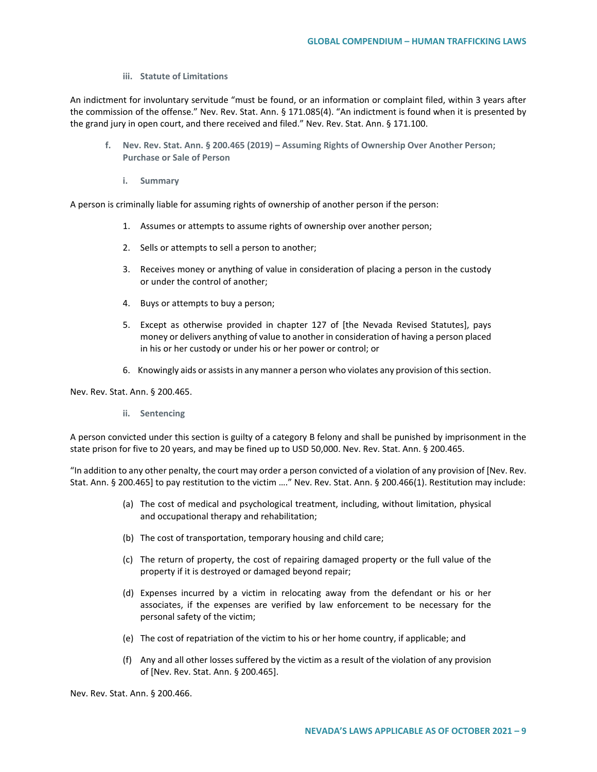#### iii. Statute of Limitations

An indictment for involuntary servitude "must be found, or an information or complaint filed, within 3 years after the commission of the offense." Nev. Rev. Stat. Ann. § 171.085(4). "An indictment is found when it is presented by the grand jury in open court, and there received and filed." Nev. Rev. Stat. Ann. § 171.100.

### f. Nev. Rev. Stat. Ann. § 200.465 (2019) – Assuming Rights of Ownership Over Another Person; Purchase or Sale of Person

#### i. Summary

A person is criminally liable for assuming rights of ownership of another person if the person:

1. Assumes or attempts to assume rights of ownership over another person;
2. Sells or attempts to sell a person to another;
3. Receives money or anything of value in consideration of placing a person in the custody or under the control of another;
4. Buys or attempts to buy a person;
5. Except as otherwise provided in chapter 127 of [the Nevada Revised Statutes], pays money or delivers anything of value to another in consideration of having a person placed in his or her custody or under his or her power or control; or
6. Knowingly aids or assists in any manner a person who violates any provision of this section.

Nev. Rev. Stat. Ann. § 200.465.

#### ii. Sentencing

A person convicted under this section is guilty of a category B felony and shall be punished by imprisonment in the state prison for five to 20 years, and may be fined up to USD 50,000. Nev. Rev. Stat. Ann. § 200.465.

"In addition to any other penalty, the court may order a person convicted of a violation of any provision of [Nev. Rev. Stat. Ann. § 200.465] to pay restitution to the victim …." Nev. Rev. Stat. Ann. § 200.466(1). Restitution may include:

(a) The cost of medical and psychological treatment, including, without limitation, physical and occupational therapy and rehabilitation;

(b) The cost of transportation, temporary housing and child care;

(c) The return of property, the cost of repairing damaged property or the full value of the property if it is destroyed or damaged beyond repair;

(d) Expenses incurred by a victim in relocating away from the defendant or his or her associates, if the expenses are verified by law enforcement to be necessary for the personal safety of the victim;

(e) The cost of repatriation of the victim to his or her home country, if applicable; and

(f) Any and all other losses suffered by the victim as a result of the violation of any provision of [Nev. Rev. Stat. Ann. § 200.465].

Nev. Rev. Stat. Ann. § 200.466.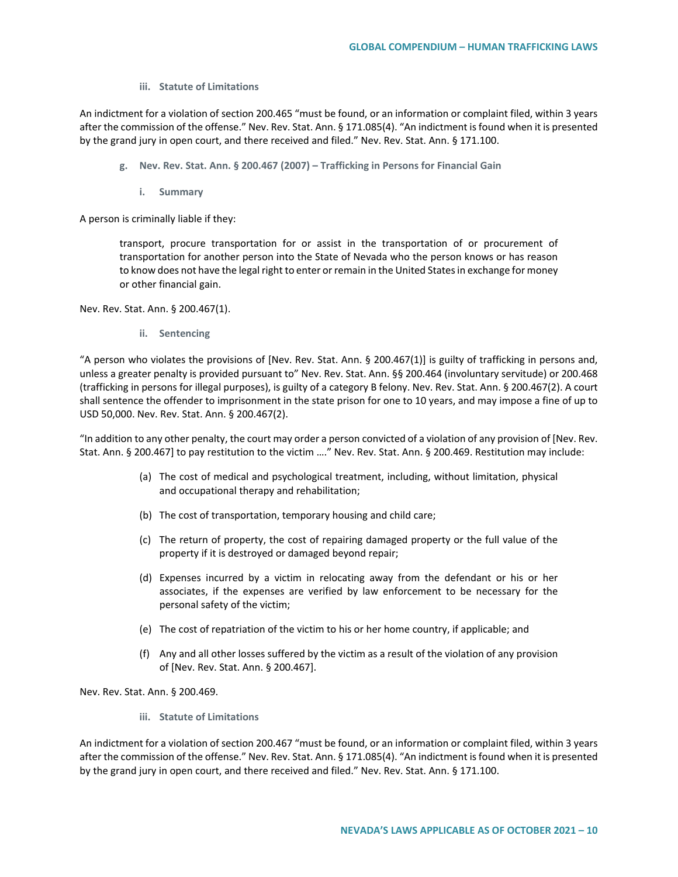#### iii. Statute of Limitations

An indictment for a violation of section 200.465 "must be found, or an information or complaint filed, within 3 years after the commission of the offense." Nev. Rev. Stat. Ann. § 171.085(4). "An indictment is found when it is presented by the grand jury in open court, and there received and filed." Nev. Rev. Stat. Ann. § 171.100.

### g. Nev. Rev. Stat. Ann. § 200.467 (2007) – Trafficking in Persons for Financial Gain

#### i. Summary

A person is criminally liable if they:

> transport, procure transportation for or assist in the transportation of or procurement of transportation for another person into the State of Nevada who the person knows or has reason to know does not have the legal right to enter or remain in the United States in exchange for money or other financial gain.

Nev. Rev. Stat. Ann. § 200.467(1).

#### ii. Sentencing

"A person who violates the provisions of [Nev. Rev. Stat. Ann. § 200.467(1)] is guilty of trafficking in persons and, unless a greater penalty is provided pursuant to" Nev. Rev. Stat. Ann. §§ 200.464 (involuntary servitude) or 200.468 (trafficking in persons for illegal purposes), is guilty of a category B felony. Nev. Rev. Stat. Ann. § 200.467(2). A court shall sentence the offender to imprisonment in the state prison for one to 10 years, and may impose a fine of up to USD 50,000. Nev. Rev. Stat. Ann. § 200.467(2).

"In addition to any other penalty, the court may order a person convicted of a violation of any provision of [Nev. Rev. Stat. Ann. § 200.467] to pay restitution to the victim …." Nev. Rev. Stat. Ann. § 200.469. Restitution may include:

> (a) The cost of medical and psychological treatment, including, without limitation, physical and occupational therapy and rehabilitation;
>
> (b) The cost of transportation, temporary housing and child care;
>
> (c) The return of property, the cost of repairing damaged property or the full value of the property if it is destroyed or damaged beyond repair;
>
> (d) Expenses incurred by a victim in relocating away from the defendant or his or her associates, if the expenses are verified by law enforcement to be necessary for the personal safety of the victim;
>
> (e) The cost of repatriation of the victim to his or her home country, if applicable; and
>
> (f) Any and all other losses suffered by the victim as a result of the violation of any provision of [Nev. Rev. Stat. Ann. § 200.467].

Nev. Rev. Stat. Ann. § 200.469.

#### iii. Statute of Limitations

An indictment for a violation of section 200.467 "must be found, or an information or complaint filed, within 3 years after the commission of the offense." Nev. Rev. Stat. Ann. § 171.085(4). "An indictment is found when it is presented by the grand jury in open court, and there received and filed." Nev. Rev. Stat. Ann. § 171.100.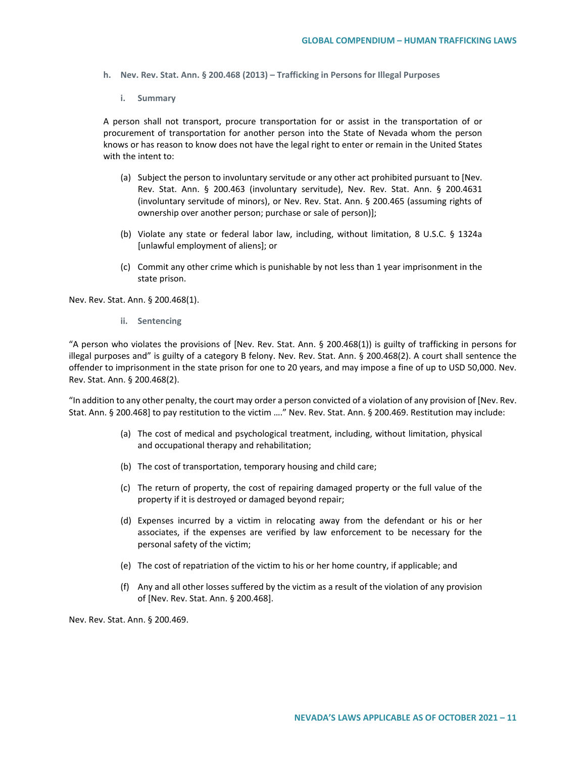### h. Nev. Rev. Stat. Ann. § 200.468 (2013) – Trafficking in Persons for Illegal Purposes

#### i. Summary

A person shall not transport, procure transportation for or assist in the transportation of or procurement of transportation for another person into the State of Nevada whom the person knows or has reason to know does not have the legal right to enter or remain in the United States with the intent to:

(a) Subject the person to involuntary servitude or any other act prohibited pursuant to [Nev. Rev. Stat. Ann. § 200.463 (involuntary servitude), Nev. Rev. Stat. Ann. § 200.4631 (involuntary servitude of minors), or Nev. Rev. Stat. Ann. § 200.465 (assuming rights of ownership over another person; purchase or sale of person)];

(b) Violate any state or federal labor law, including, without limitation, 8 U.S.C. § 1324a [unlawful employment of aliens]; or

(c) Commit any other crime which is punishable by not less than 1 year imprisonment in the state prison.

Nev. Rev. Stat. Ann. § 200.468(1).

#### ii. Sentencing

"A person who violates the provisions of [Nev. Rev. Stat. Ann. § 200.468(1)) is guilty of trafficking in persons for illegal purposes and" is guilty of a category B felony. Nev. Rev. Stat. Ann. § 200.468(2). A court shall sentence the offender to imprisonment in the state prison for one to 20 years, and may impose a fine of up to USD 50,000. Nev. Rev. Stat. Ann. § 200.468(2).

"In addition to any other penalty, the court may order a person convicted of a violation of any provision of [Nev. Rev. Stat. Ann. § 200.468] to pay restitution to the victim …." Nev. Rev. Stat. Ann. § 200.469. Restitution may include:

(a) The cost of medical and psychological treatment, including, without limitation, physical and occupational therapy and rehabilitation;

(b) The cost of transportation, temporary housing and child care;

(c) The return of property, the cost of repairing damaged property or the full value of the property if it is destroyed or damaged beyond repair;

(d) Expenses incurred by a victim in relocating away from the defendant or his or her associates, if the expenses are verified by law enforcement to be necessary for the personal safety of the victim;

(e) The cost of repatriation of the victim to his or her home country, if applicable; and

(f) Any and all other losses suffered by the victim as a result of the violation of any provision of [Nev. Rev. Stat. Ann. § 200.468].

Nev. Rev. Stat. Ann. § 200.469.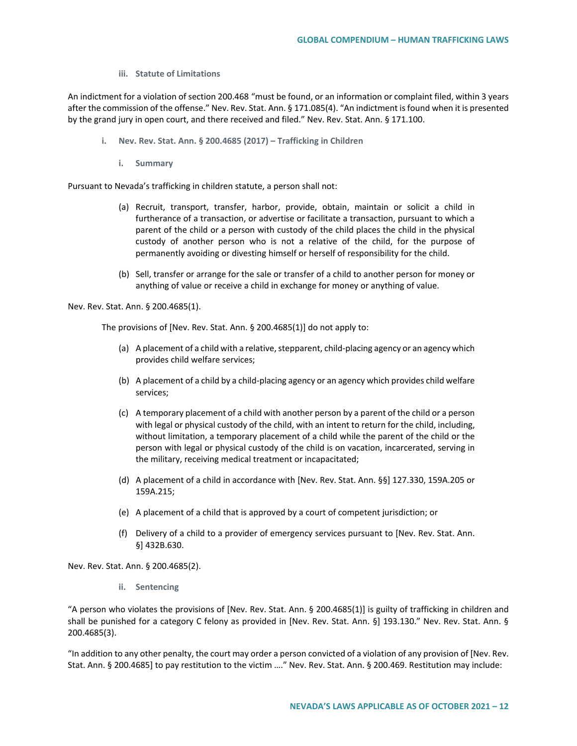#### iii. Statute of Limitations

An indictment for a violation of section 200.468 "must be found, or an information or complaint filed, within 3 years after the commission of the offense." Nev. Rev. Stat. Ann. § 171.085(4). "An indictment is found when it is presented by the grand jury in open court, and there received and filed." Nev. Rev. Stat. Ann. § 171.100.

### i. Nev. Rev. Stat. Ann. § 200.4685 (2017) – Trafficking in Children

#### i. Summary

Pursuant to Nevada's trafficking in children statute, a person shall not:

> (a) Recruit, transport, transfer, harbor, provide, obtain, maintain or solicit a child in furtherance of a transaction, or advertise or facilitate a transaction, pursuant to which a parent of the child or a person with custody of the child places the child in the physical custody of another person who is not a relative of the child, for the purpose of permanently avoiding or divesting himself or herself of responsibility for the child.
>
> (b) Sell, transfer or arrange for the sale or transfer of a child to another person for money or anything of value or receive a child in exchange for money or anything of value.

Nev. Rev. Stat. Ann. § 200.4685(1).

The provisions of [Nev. Rev. Stat. Ann. § 200.4685(1)] do not apply to:

> (a) A placement of a child with a relative, stepparent, child-placing agency or an agency which provides child welfare services;
>
> (b) A placement of a child by a child-placing agency or an agency which provides child welfare services;
>
> (c) A temporary placement of a child with another person by a parent of the child or a person with legal or physical custody of the child, with an intent to return for the child, including, without limitation, a temporary placement of a child while the parent of the child or the person with legal or physical custody of the child is on vacation, incarcerated, serving in the military, receiving medical treatment or incapacitated;
>
> (d) A placement of a child in accordance with [Nev. Rev. Stat. Ann. §§] 127.330, 159A.205 or 159A.215;
>
> (e) A placement of a child that is approved by a court of competent jurisdiction; or
>
> (f) Delivery of a child to a provider of emergency services pursuant to [Nev. Rev. Stat. Ann. §] 432B.630.

Nev. Rev. Stat. Ann. § 200.4685(2).

#### ii. Sentencing

"A person who violates the provisions of [Nev. Rev. Stat. Ann. § 200.4685(1)] is guilty of trafficking in children and shall be punished for a category C felony as provided in [Nev. Rev. Stat. Ann. §] 193.130." Nev. Rev. Stat. Ann. § 200.4685(3).

"In addition to any other penalty, the court may order a person convicted of a violation of any provision of [Nev. Rev. Stat. Ann. § 200.4685] to pay restitution to the victim …." Nev. Rev. Stat. Ann. § 200.469. Restitution may include: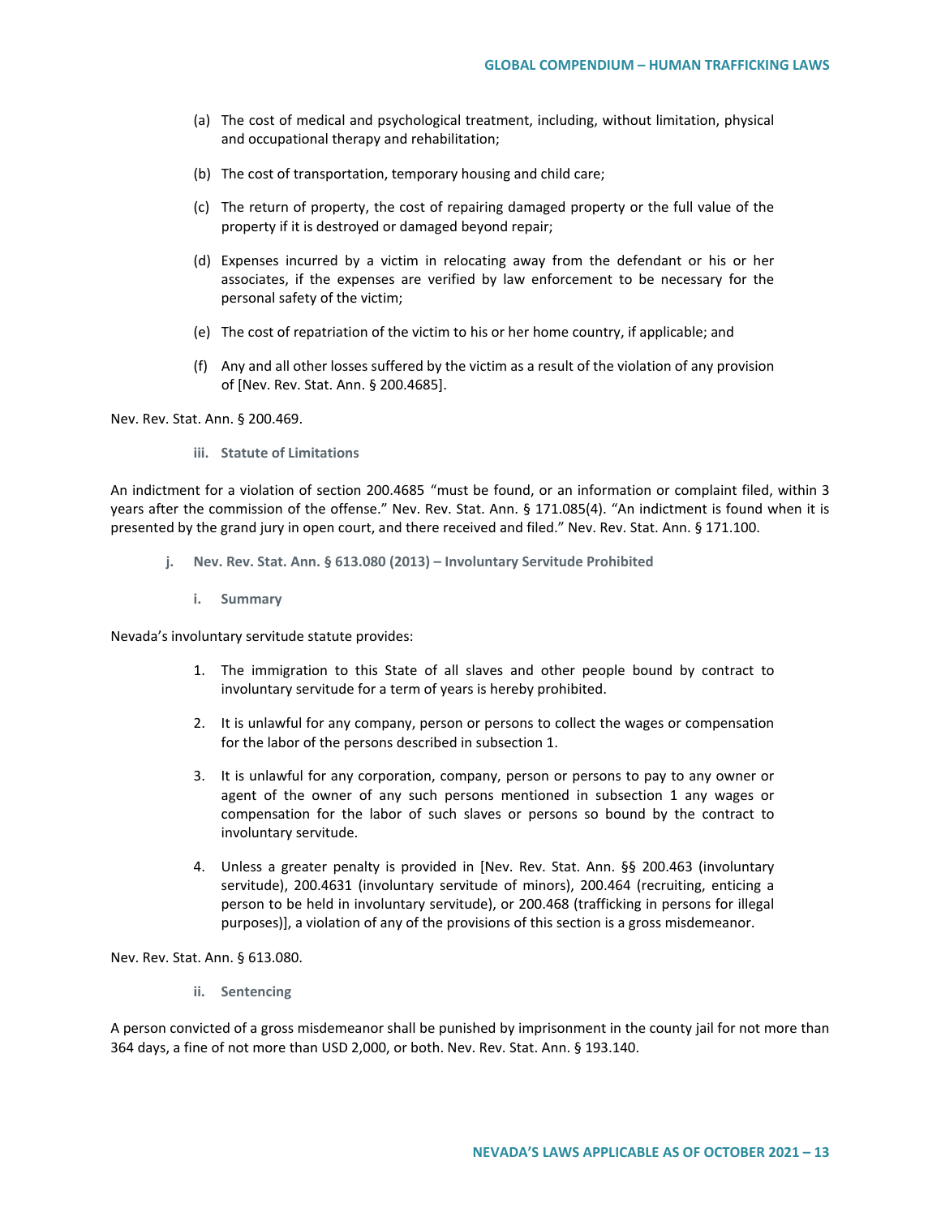(a) The cost of medical and psychological treatment, including, without limitation, physical and occupational therapy and rehabilitation;

(b) The cost of transportation, temporary housing and child care;

(c) The return of property, the cost of repairing damaged property or the full value of the property if it is destroyed or damaged beyond repair;

(d) Expenses incurred by a victim in relocating away from the defendant or his or her associates, if the expenses are verified by law enforcement to be necessary for the personal safety of the victim;

(e) The cost of repatriation of the victim to his or her home country, if applicable; and

(f) Any and all other losses suffered by the victim as a result of the violation of any provision of [Nev. Rev. Stat. Ann. § 200.4685].

Nev. Rev. Stat. Ann. § 200.469.

#### iii. Statute of Limitations

An indictment for a violation of section 200.4685 "must be found, or an information or complaint filed, within 3 years after the commission of the offense." Nev. Rev. Stat. Ann. § 171.085(4). "An indictment is found when it is presented by the grand jury in open court, and there received and filed." Nev. Rev. Stat. Ann. § 171.100.

### j. Nev. Rev. Stat. Ann. § 613.080 (2013) – Involuntary Servitude Prohibited

#### i. Summary

Nevada's involuntary servitude statute provides:

1. The immigration to this State of all slaves and other people bound by contract to involuntary servitude for a term of years is hereby prohibited.

2. It is unlawful for any company, person or persons to collect the wages or compensation for the labor of the persons described in subsection 1.

3. It is unlawful for any corporation, company, person or persons to pay to any owner or agent of the owner of any such persons mentioned in subsection 1 any wages or compensation for the labor of such slaves or persons so bound by the contract to involuntary servitude.

4. Unless a greater penalty is provided in [Nev. Rev. Stat. Ann. §§ 200.463 (involuntary servitude), 200.4631 (involuntary servitude of minors), 200.464 (recruiting, enticing a person to be held in involuntary servitude), or 200.468 (trafficking in persons for illegal purposes)], a violation of any of the provisions of this section is a gross misdemeanor.

Nev. Rev. Stat. Ann. § 613.080.

#### ii. Sentencing

A person convicted of a gross misdemeanor shall be punished by imprisonment in the county jail for not more than 364 days, a fine of not more than USD 2,000, or both. Nev. Rev. Stat. Ann. § 193.140.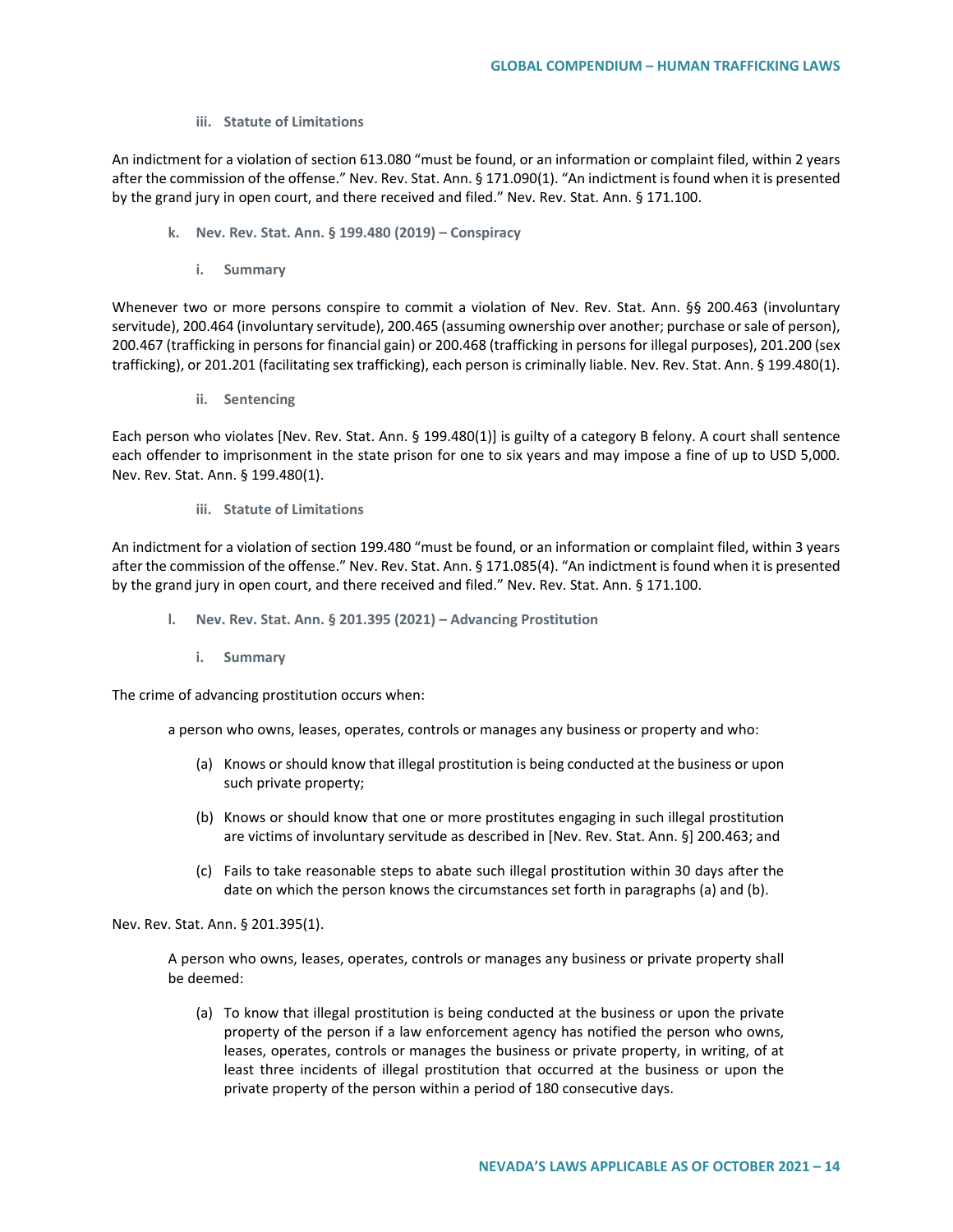#### iii. Statute of Limitations

An indictment for a violation of section 613.080 "must be found, or an information or complaint filed, within 2 years after the commission of the offense." Nev. Rev. Stat. Ann. § 171.090(1). "An indictment is found when it is presented by the grand jury in open court, and there received and filed." Nev. Rev. Stat. Ann. § 171.100.

### k. Nev. Rev. Stat. Ann. § 199.480 (2019) – Conspiracy

#### i. Summary

Whenever two or more persons conspire to commit a violation of Nev. Rev. Stat. Ann. §§ 200.463 (involuntary servitude), 200.464 (involuntary servitude), 200.465 (assuming ownership over another; purchase or sale of person), 200.467 (trafficking in persons for financial gain) or 200.468 (trafficking in persons for illegal purposes), 201.200 (sex trafficking), or 201.201 (facilitating sex trafficking), each person is criminally liable. Nev. Rev. Stat. Ann. § 199.480(1).

#### ii. Sentencing

Each person who violates [Nev. Rev. Stat. Ann. § 199.480(1)] is guilty of a category B felony. A court shall sentence each offender to imprisonment in the state prison for one to six years and may impose a fine of up to USD 5,000. Nev. Rev. Stat. Ann. § 199.480(1).

#### iii. Statute of Limitations

An indictment for a violation of section 199.480 "must be found, or an information or complaint filed, within 3 years after the commission of the offense." Nev. Rev. Stat. Ann. § 171.085(4). "An indictment is found when it is presented by the grand jury in open court, and there received and filed." Nev. Rev. Stat. Ann. § 171.100.

### l. Nev. Rev. Stat. Ann. § 201.395 (2021) – Advancing Prostitution

#### i. Summary

The crime of advancing prostitution occurs when:

> a person who owns, leases, operates, controls or manages any business or property and who:
>
> (a) Knows or should know that illegal prostitution is being conducted at the business or upon such private property;
>
> (b) Knows or should know that one or more prostitutes engaging in such illegal prostitution are victims of involuntary servitude as described in [Nev. Rev. Stat. Ann. §] 200.463; and
>
> (c) Fails to take reasonable steps to abate such illegal prostitution within 30 days after the date on which the person knows the circumstances set forth in paragraphs (a) and (b).

Nev. Rev. Stat. Ann. § 201.395(1).

> A person who owns, leases, operates, controls or manages any business or private property shall be deemed:
>
> (a) To know that illegal prostitution is being conducted at the business or upon the private property of the person if a law enforcement agency has notified the person who owns, leases, operates, controls or manages the business or private property, in writing, of at least three incidents of illegal prostitution that occurred at the business or upon the private property of the person within a period of 180 consecutive days.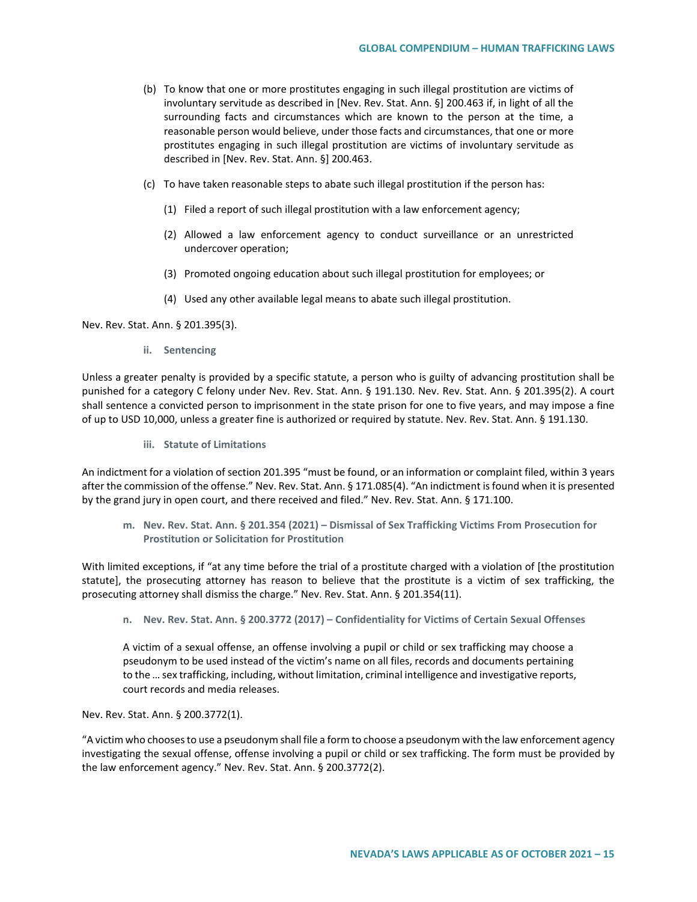(b) To know that one or more prostitutes engaging in such illegal prostitution are victims of involuntary servitude as described in [Nev. Rev. Stat. Ann. §] 200.463 if, in light of all the surrounding facts and circumstances which are known to the person at the time, a reasonable person would believe, under those facts and circumstances, that one or more prostitutes engaging in such illegal prostitution are victims of involuntary servitude as described in [Nev. Rev. Stat. Ann. §] 200.463.

(c) To have taken reasonable steps to abate such illegal prostitution if the person has:

(1) Filed a report of such illegal prostitution with a law enforcement agency;

(2) Allowed a law enforcement agency to conduct surveillance or an unrestricted undercover operation;

(3) Promoted ongoing education about such illegal prostitution for employees; or

(4) Used any other available legal means to abate such illegal prostitution.

Nev. Rev. Stat. Ann. § 201.395(3).

#### ii. Sentencing

Unless a greater penalty is provided by a specific statute, a person who is guilty of advancing prostitution shall be punished for a category C felony under Nev. Rev. Stat. Ann. § 191.130. Nev. Rev. Stat. Ann. § 201.395(2). A court shall sentence a convicted person to imprisonment in the state prison for one to five years, and may impose a fine of up to USD 10,000, unless a greater fine is authorized or required by statute. Nev. Rev. Stat. Ann. § 191.130.

#### iii. Statute of Limitations

An indictment for a violation of section 201.395 "must be found, or an information or complaint filed, within 3 years after the commission of the offense." Nev. Rev. Stat. Ann. § 171.085(4). "An indictment is found when it is presented by the grand jury in open court, and there received and filed." Nev. Rev. Stat. Ann. § 171.100.

### m. Nev. Rev. Stat. Ann. § 201.354 (2021) – Dismissal of Sex Trafficking Victims From Prosecution for Prostitution or Solicitation for Prostitution

With limited exceptions, if "at any time before the trial of a prostitute charged with a violation of [the prostitution statute], the prosecuting attorney has reason to believe that the prostitute is a victim of sex trafficking, the prosecuting attorney shall dismiss the charge." Nev. Rev. Stat. Ann. § 201.354(11).

### n. Nev. Rev. Stat. Ann. § 200.3772 (2017) – Confidentiality for Victims of Certain Sexual Offenses

> A victim of a sexual offense, an offense involving a pupil or child or sex trafficking may choose a pseudonym to be used instead of the victim's name on all files, records and documents pertaining to the … sex trafficking, including, without limitation, criminal intelligence and investigative reports, court records and media releases.

Nev. Rev. Stat. Ann. § 200.3772(1).

"A victim who chooses to use a pseudonym shall file a form to choose a pseudonym with the law enforcement agency investigating the sexual offense, offense involving a pupil or child or sex trafficking. The form must be provided by the law enforcement agency." Nev. Rev. Stat. Ann. § 200.3772(2).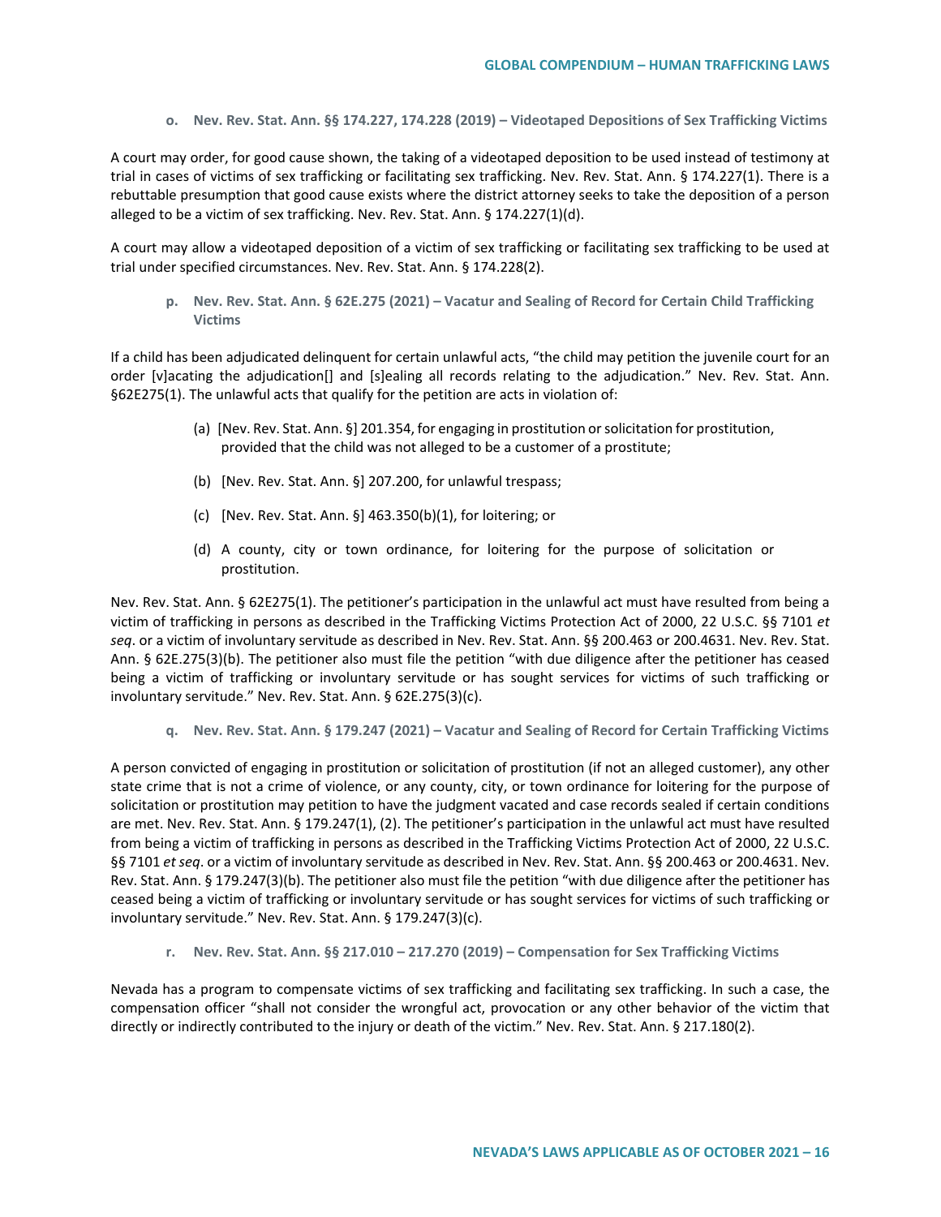**o. Nev. Rev. Stat. Ann. §§ 174.227, 174.228 (2019) – Videotaped Depositions of Sex Trafficking Victims**

A court may order, for good cause shown, the taking of a videotaped deposition to be used instead of testimony at trial in cases of victims of sex trafficking or facilitating sex trafficking. Nev. Rev. Stat. Ann. § 174.227(1). There is a rebuttable presumption that good cause exists where the district attorney seeks to take the deposition of a person alleged to be a victim of sex trafficking. Nev. Rev. Stat. Ann. § 174.227(1)(d).

A court may allow a videotaped deposition of a victim of sex trafficking or facilitating sex trafficking to be used at trial under specified circumstances. Nev. Rev. Stat. Ann. § 174.228(2).

**p. Nev. Rev. Stat. Ann. § 62E.275 (2021) – Vacatur and Sealing of Record for Certain Child Trafficking Victims**

If a child has been adjudicated delinquent for certain unlawful acts, "the child may petition the juvenile court for an order [v]acating the adjudication[] and [s]ealing all records relating to the adjudication." Nev. Rev. Stat. Ann. §62E275(1). The unlawful acts that qualify for the petition are acts in violation of:

> (a) [Nev. Rev. Stat. Ann. §] 201.354, for engaging in prostitution or solicitation for prostitution, provided that the child was not alleged to be a customer of a prostitute;
>
> (b) [Nev. Rev. Stat. Ann. §] 207.200, for unlawful trespass;
>
> (c) [Nev. Rev. Stat. Ann. §] 463.350(b)(1), for loitering; or
>
> (d) A county, city or town ordinance, for loitering for the purpose of solicitation or prostitution.

Nev. Rev. Stat. Ann. § 62E275(1). The petitioner's participation in the unlawful act must have resulted from being a victim of trafficking in persons as described in the Trafficking Victims Protection Act of 2000, 22 U.S.C. §§ 7101 *et seq*. or a victim of involuntary servitude as described in Nev. Rev. Stat. Ann. §§ 200.463 or 200.4631. Nev. Rev. Stat. Ann. § 62E.275(3)(b). The petitioner also must file the petition "with due diligence after the petitioner has ceased being a victim of trafficking or involuntary servitude or has sought services for victims of such trafficking or involuntary servitude." Nev. Rev. Stat. Ann. § 62E.275(3)(c).

**q. Nev. Rev. Stat. Ann. § 179.247 (2021) – Vacatur and Sealing of Record for Certain Trafficking Victims**

A person convicted of engaging in prostitution or solicitation of prostitution (if not an alleged customer), any other state crime that is not a crime of violence, or any county, city, or town ordinance for loitering for the purpose of solicitation or prostitution may petition to have the judgment vacated and case records sealed if certain conditions are met. Nev. Rev. Stat. Ann. § 179.247(1), (2). The petitioner's participation in the unlawful act must have resulted from being a victim of trafficking in persons as described in the Trafficking Victims Protection Act of 2000, 22 U.S.C. §§ 7101 *et seq*. or a victim of involuntary servitude as described in Nev. Rev. Stat. Ann. §§ 200.463 or 200.4631. Nev. Rev. Stat. Ann. § 179.247(3)(b). The petitioner also must file the petition "with due diligence after the petitioner has ceased being a victim of trafficking or involuntary servitude or has sought services for victims of such trafficking or involuntary servitude." Nev. Rev. Stat. Ann. § 179.247(3)(c).

**r. Nev. Rev. Stat. Ann. §§ 217.010 – 217.270 (2019) – Compensation for Sex Trafficking Victims**

Nevada has a program to compensate victims of sex trafficking and facilitating sex trafficking. In such a case, the compensation officer "shall not consider the wrongful act, provocation or any other behavior of the victim that directly or indirectly contributed to the injury or death of the victim." Nev. Rev. Stat. Ann. § 217.180(2).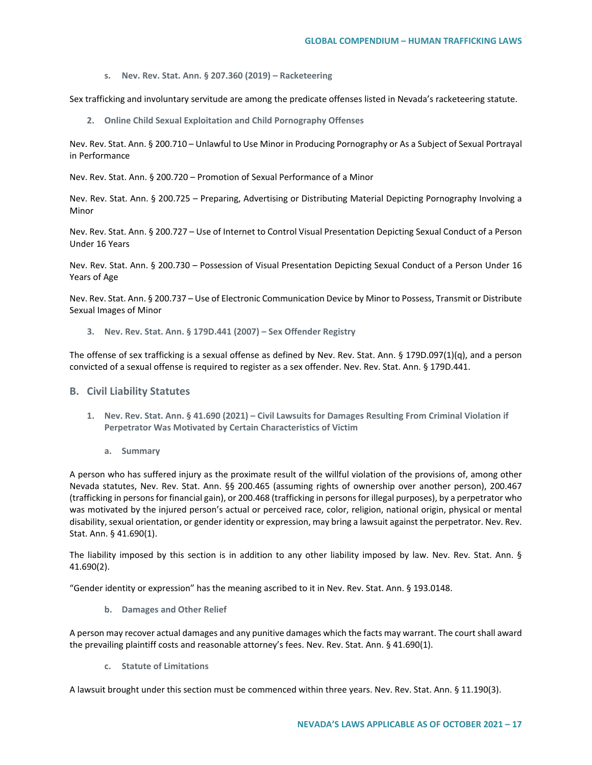#### s. Nev. Rev. Stat. Ann. § 207.360 (2019) – Racketeering

Sex trafficking and involuntary servitude are among the predicate offenses listed in Nevada's racketeering statute.

### 2. Online Child Sexual Exploitation and Child Pornography Offenses

Nev. Rev. Stat. Ann. § 200.710 – Unlawful to Use Minor in Producing Pornography or As a Subject of Sexual Portrayal in Performance

Nev. Rev. Stat. Ann. § 200.720 – Promotion of Sexual Performance of a Minor

Nev. Rev. Stat. Ann. § 200.725 – Preparing, Advertising or Distributing Material Depicting Pornography Involving a Minor

Nev. Rev. Stat. Ann. § 200.727 – Use of Internet to Control Visual Presentation Depicting Sexual Conduct of a Person Under 16 Years

Nev. Rev. Stat. Ann. § 200.730 – Possession of Visual Presentation Depicting Sexual Conduct of a Person Under 16 Years of Age

Nev. Rev. Stat. Ann. § 200.737 – Use of Electronic Communication Device by Minor to Possess, Transmit or Distribute Sexual Images of Minor

### 3. Nev. Rev. Stat. Ann. § 179D.441 (2007) – Sex Offender Registry

The offense of sex trafficking is a sexual offense as defined by Nev. Rev. Stat. Ann. § 179D.097(1)(q), and a person convicted of a sexual offense is required to register as a sex offender. Nev. Rev. Stat. Ann. § 179D.441.

## B. Civil Liability Statutes

### 1. Nev. Rev. Stat. Ann. § 41.690 (2021) – Civil Lawsuits for Damages Resulting From Criminal Violation if Perpetrator Was Motivated by Certain Characteristics of Victim

#### a. Summary

A person who has suffered injury as the proximate result of the willful violation of the provisions of, among other Nevada statutes, Nev. Rev. Stat. Ann. §§ 200.465 (assuming rights of ownership over another person), 200.467 (trafficking in persons for financial gain), or 200.468 (trafficking in persons for illegal purposes), by a perpetrator who was motivated by the injured person's actual or perceived race, color, religion, national origin, physical or mental disability, sexual orientation, or gender identity or expression, may bring a lawsuit against the perpetrator. Nev. Rev. Stat. Ann. § 41.690(1).

The liability imposed by this section is in addition to any other liability imposed by law. Nev. Rev. Stat. Ann. § 41.690(2).

"Gender identity or expression" has the meaning ascribed to it in Nev. Rev. Stat. Ann. § 193.0148.

#### b. Damages and Other Relief

A person may recover actual damages and any punitive damages which the facts may warrant. The court shall award the prevailing plaintiff costs and reasonable attorney's fees. Nev. Rev. Stat. Ann. § 41.690(1).

#### c. Statute of Limitations

A lawsuit brought under this section must be commenced within three years. Nev. Rev. Stat. Ann. § 11.190(3).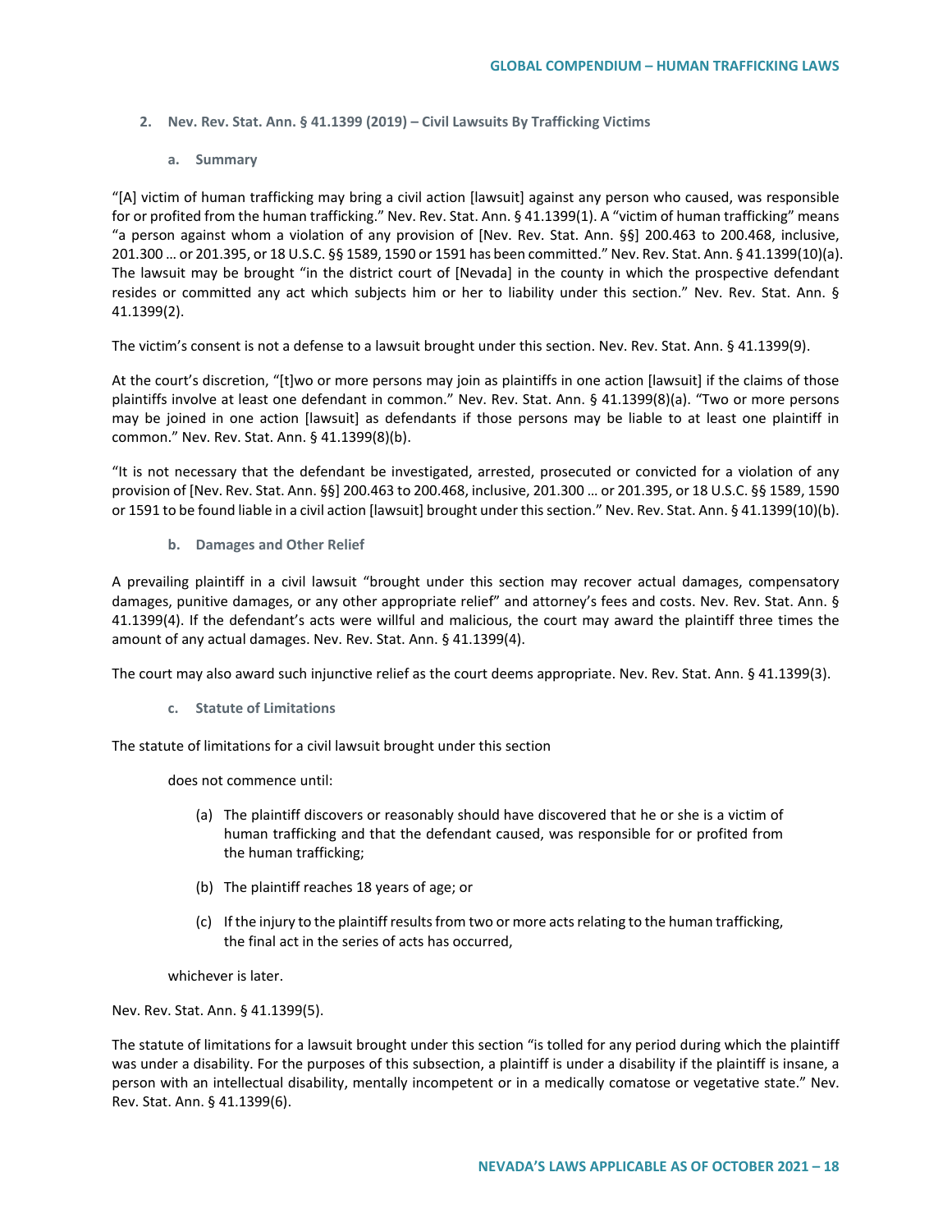## 2. Nev. Rev. Stat. Ann. § 41.1399 (2019) – Civil Lawsuits By Trafficking Victims

### a. Summary

"[A] victim of human trafficking may bring a civil action [lawsuit] against any person who caused, was responsible for or profited from the human trafficking." Nev. Rev. Stat. Ann. § 41.1399(1). A "victim of human trafficking" means "a person against whom a violation of any provision of [Nev. Rev. Stat. Ann. §§] 200.463 to 200.468, inclusive, 201.300 … or 201.395, or 18 U.S.C. §§ 1589, 1590 or 1591 has been committed." Nev. Rev. Stat. Ann. § 41.1399(10)(a). The lawsuit may be brought "in the district court of [Nevada] in the county in which the prospective defendant resides or committed any act which subjects him or her to liability under this section." Nev. Rev. Stat. Ann. § 41.1399(2).

The victim's consent is not a defense to a lawsuit brought under this section. Nev. Rev. Stat. Ann. § 41.1399(9).

At the court's discretion, "[t]wo or more persons may join as plaintiffs in one action [lawsuit] if the claims of those plaintiffs involve at least one defendant in common." Nev. Rev. Stat. Ann. § 41.1399(8)(a). "Two or more persons may be joined in one action [lawsuit] as defendants if those persons may be liable to at least one plaintiff in common." Nev. Rev. Stat. Ann. § 41.1399(8)(b).

"It is not necessary that the defendant be investigated, arrested, prosecuted or convicted for a violation of any provision of [Nev. Rev. Stat. Ann. §§] 200.463 to 200.468, inclusive, 201.300 … or 201.395, or 18 U.S.C. §§ 1589, 1590 or 1591 to be found liable in a civil action [lawsuit] brought under this section." Nev. Rev. Stat. Ann. § 41.1399(10)(b).

### b. Damages and Other Relief

A prevailing plaintiff in a civil lawsuit "brought under this section may recover actual damages, compensatory damages, punitive damages, or any other appropriate relief" and attorney's fees and costs. Nev. Rev. Stat. Ann. § 41.1399(4). If the defendant's acts were willful and malicious, the court may award the plaintiff three times the amount of any actual damages. Nev. Rev. Stat. Ann. § 41.1399(4).

The court may also award such injunctive relief as the court deems appropriate. Nev. Rev. Stat. Ann. § 41.1399(3).

### c. Statute of Limitations

The statute of limitations for a civil lawsuit brought under this section

> does not commence until:
>
> (a) The plaintiff discovers or reasonably should have discovered that he or she is a victim of human trafficking and that the defendant caused, was responsible for or profited from the human trafficking;
>
> (b) The plaintiff reaches 18 years of age; or
>
> (c) If the injury to the plaintiff results from two or more acts relating to the human trafficking, the final act in the series of acts has occurred,
>
> whichever is later.

Nev. Rev. Stat. Ann. § 41.1399(5).

The statute of limitations for a lawsuit brought under this section "is tolled for any period during which the plaintiff was under a disability. For the purposes of this subsection, a plaintiff is under a disability if the plaintiff is insane, a person with an intellectual disability, mentally incompetent or in a medically comatose or vegetative state." Nev. Rev. Stat. Ann. § 41.1399(6).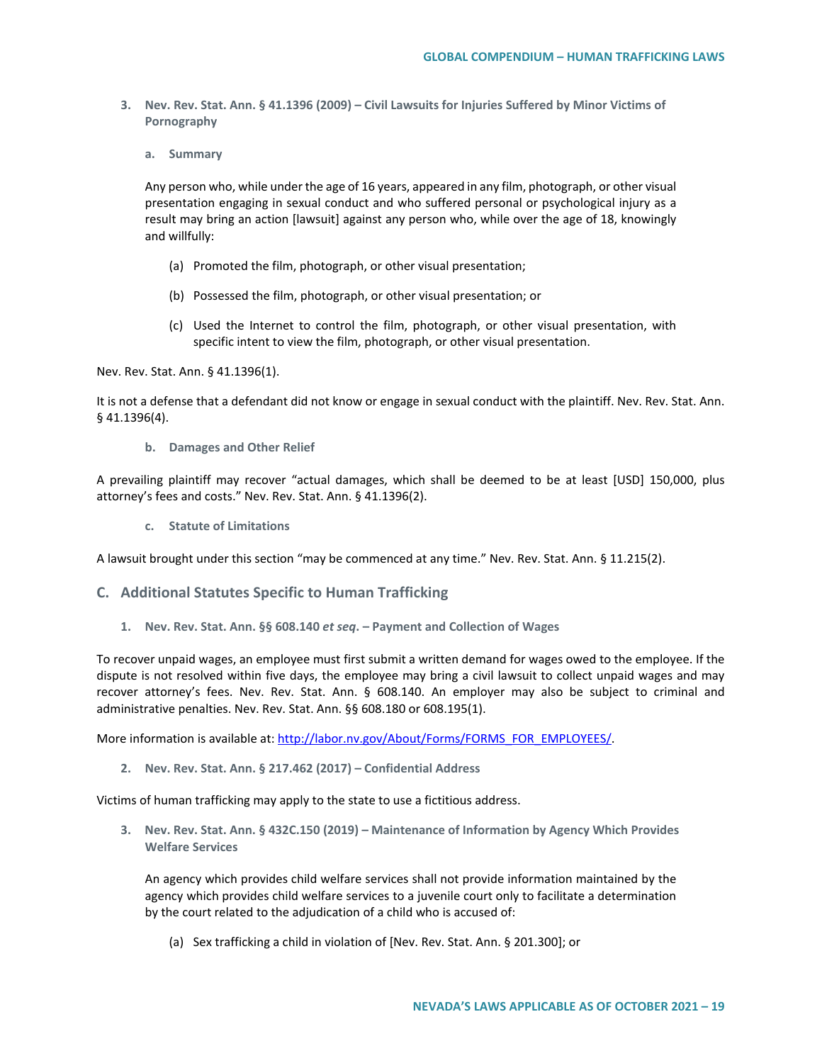### 3. Nev. Rev. Stat. Ann. § 41.1396 (2009) – Civil Lawsuits for Injuries Suffered by Minor Victims of Pornography

#### a. Summary

Any person who, while under the age of 16 years, appeared in any film, photograph, or other visual presentation engaging in sexual conduct and who suffered personal or psychological injury as a result may bring an action [lawsuit] against any person who, while over the age of 18, knowingly and willfully:

(a) Promoted the film, photograph, or other visual presentation;

(b) Possessed the film, photograph, or other visual presentation; or

(c) Used the Internet to control the film, photograph, or other visual presentation, with specific intent to view the film, photograph, or other visual presentation.

Nev. Rev. Stat. Ann. § 41.1396(1).

It is not a defense that a defendant did not know or engage in sexual conduct with the plaintiff. Nev. Rev. Stat. Ann. § 41.1396(4).

#### b. Damages and Other Relief

A prevailing plaintiff may recover "actual damages, which shall be deemed to be at least [USD] 150,000, plus attorney's fees and costs." Nev. Rev. Stat. Ann. § 41.1396(2).

#### c. Statute of Limitations

A lawsuit brought under this section "may be commenced at any time." Nev. Rev. Stat. Ann. § 11.215(2).

## C. Additional Statutes Specific to Human Trafficking

### 1. Nev. Rev. Stat. Ann. §§ 608.140 *et seq*. – Payment and Collection of Wages

To recover unpaid wages, an employee must first submit a written demand for wages owed to the employee. If the dispute is not resolved within five days, the employee may bring a civil lawsuit to collect unpaid wages and may recover attorney's fees. Nev. Rev. Stat. Ann. § 608.140. An employer may also be subject to criminal and administrative penalties. Nev. Rev. Stat. Ann. §§ 608.180 or 608.195(1).

More information is available at: http://labor.nv.gov/About/Forms/FORMS_FOR_EMPLOYEES/.

### 2. Nev. Rev. Stat. Ann. § 217.462 (2017) – Confidential Address

Victims of human trafficking may apply to the state to use a fictitious address.

### 3. Nev. Rev. Stat. Ann. § 432C.150 (2019) – Maintenance of Information by Agency Which Provides Welfare Services

An agency which provides child welfare services shall not provide information maintained by the agency which provides child welfare services to a juvenile court only to facilitate a determination by the court related to the adjudication of a child who is accused of:

(a) Sex trafficking a child in violation of [Nev. Rev. Stat. Ann. § 201.300]; or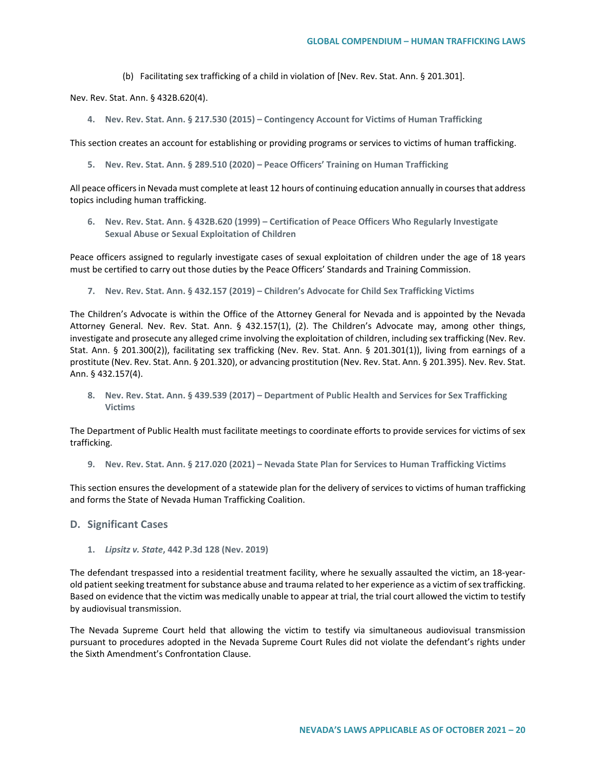(b) Facilitating sex trafficking of a child in violation of [Nev. Rev. Stat. Ann. § 201.301].

Nev. Rev. Stat. Ann. § 432B.620(4).

#### 4. Nev. Rev. Stat. Ann. § 217.530 (2015) – Contingency Account for Victims of Human Trafficking

This section creates an account for establishing or providing programs or services to victims of human trafficking.

#### 5. Nev. Rev. Stat. Ann. § 289.510 (2020) – Peace Officers' Training on Human Trafficking

All peace officers in Nevada must complete at least 12 hours of continuing education annually in courses that address topics including human trafficking.

#### 6. Nev. Rev. Stat. Ann. § 432B.620 (1999) – Certification of Peace Officers Who Regularly Investigate Sexual Abuse or Sexual Exploitation of Children

Peace officers assigned to regularly investigate cases of sexual exploitation of children under the age of 18 years must be certified to carry out those duties by the Peace Officers' Standards and Training Commission.

#### 7. Nev. Rev. Stat. Ann. § 432.157 (2019) – Children's Advocate for Child Sex Trafficking Victims

The Children's Advocate is within the Office of the Attorney General for Nevada and is appointed by the Nevada Attorney General. Nev. Rev. Stat. Ann. § 432.157(1), (2). The Children's Advocate may, among other things, investigate and prosecute any alleged crime involving the exploitation of children, including sex trafficking (Nev. Rev. Stat. Ann. § 201.300(2)), facilitating sex trafficking (Nev. Rev. Stat. Ann. § 201.301(1)), living from earnings of a prostitute (Nev. Rev. Stat. Ann. § 201.320), or advancing prostitution (Nev. Rev. Stat. Ann. § 201.395). Nev. Rev. Stat. Ann. § 432.157(4).

#### 8. Nev. Rev. Stat. Ann. § 439.539 (2017) – Department of Public Health and Services for Sex Trafficking Victims

The Department of Public Health must facilitate meetings to coordinate efforts to provide services for victims of sex trafficking.

#### 9. Nev. Rev. Stat. Ann. § 217.020 (2021) – Nevada State Plan for Services to Human Trafficking Victims

This section ensures the development of a statewide plan for the delivery of services to victims of human trafficking and forms the State of Nevada Human Trafficking Coalition.

### D. Significant Cases

#### 1. *Lipsitz v. State*, 442 P.3d 128 (Nev. 2019)

The defendant trespassed into a residential treatment facility, where he sexually assaulted the victim, an 18-year-old patient seeking treatment for substance abuse and trauma related to her experience as a victim of sex trafficking. Based on evidence that the victim was medically unable to appear at trial, the trial court allowed the victim to testify by audiovisual transmission.

The Nevada Supreme Court held that allowing the victim to testify via simultaneous audiovisual transmission pursuant to procedures adopted in the Nevada Supreme Court Rules did not violate the defendant's rights under the Sixth Amendment's Confrontation Clause.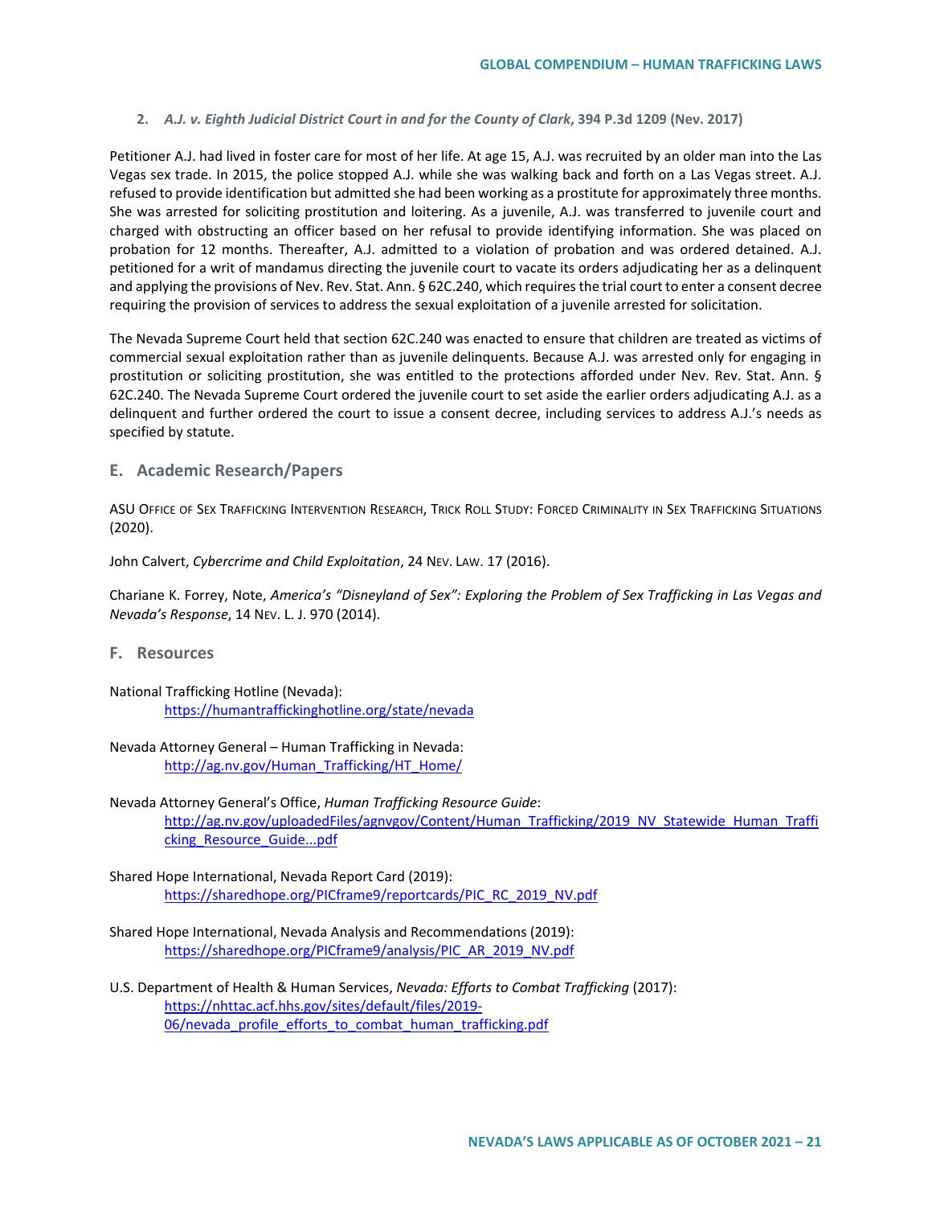**2.** ***A.J. v. Eighth Judicial District Court in and for the County of Clark*, 394 P.3d 1209 (Nev. 2017)**

Petitioner A.J. had lived in foster care for most of her life. At age 15, A.J. was recruited by an older man into the Las Vegas sex trade. In 2015, the police stopped A.J. while she was walking back and forth on a Las Vegas street. A.J. refused to provide identification but admitted she had been working as a prostitute for approximately three months. She was arrested for soliciting prostitution and loitering. As a juvenile, A.J. was transferred to juvenile court and charged with obstructing an officer based on her refusal to provide identifying information. She was placed on probation for 12 months. Thereafter, A.J. admitted to a violation of probation and was ordered detained. A.J. petitioned for a writ of mandamus directing the juvenile court to vacate its orders adjudicating her as a delinquent and applying the provisions of Nev. Rev. Stat. Ann. § 62C.240, which requires the trial court to enter a consent decree requiring the provision of services to address the sexual exploitation of a juvenile arrested for solicitation.

The Nevada Supreme Court held that section 62C.240 was enacted to ensure that children are treated as victims of commercial sexual exploitation rather than as juvenile delinquents. Because A.J. was arrested only for engaging in prostitution or soliciting prostitution, she was entitled to the protections afforded under Nev. Rev. Stat. Ann. § 62C.240. The Nevada Supreme Court ordered the juvenile court to set aside the earlier orders adjudicating A.J. as a delinquent and further ordered the court to issue a consent decree, including services to address A.J.'s needs as specified by statute.

## E. Academic Research/Papers

ASU Office of Sex Trafficking Intervention Research, Trick Roll Study: Forced Criminality in Sex Trafficking Situations (2020).

John Calvert, *Cybercrime and Child Exploitation*, 24 Nev. Law. 17 (2016).

Chariane K. Forrey, Note, *America's "Disneyland of Sex": Exploring the Problem of Sex Trafficking in Las Vegas and Nevada's Response*, 14 Nev. L. J. 970 (2014).

## F. Resources

National Trafficking Hotline (Nevada):
https://humantraffickinghotline.org/state/nevada

Nevada Attorney General – Human Trafficking in Nevada:
http://ag.nv.gov/Human_Trafficking/HT_Home/

Nevada Attorney General's Office, *Human Trafficking Resource Guide*:
http://ag.nv.gov/uploadedFiles/agnvgov/Content/Human_Trafficking/2019_NV_Statewide_Human_Trafficking_Resource_Guide...pdf

Shared Hope International, Nevada Report Card (2019):
https://sharedhope.org/PICframe9/reportcards/PIC_RC_2019_NV.pdf

Shared Hope International, Nevada Analysis and Recommendations (2019):
https://sharedhope.org/PICframe9/analysis/PIC_AR_2019_NV.pdf

U.S. Department of Health & Human Services, *Nevada: Efforts to Combat Trafficking* (2017):
https://nhttac.acf.hhs.gov/sites/default/files/2019-06/nevada_profile_efforts_to_combat_human_trafficking.pdf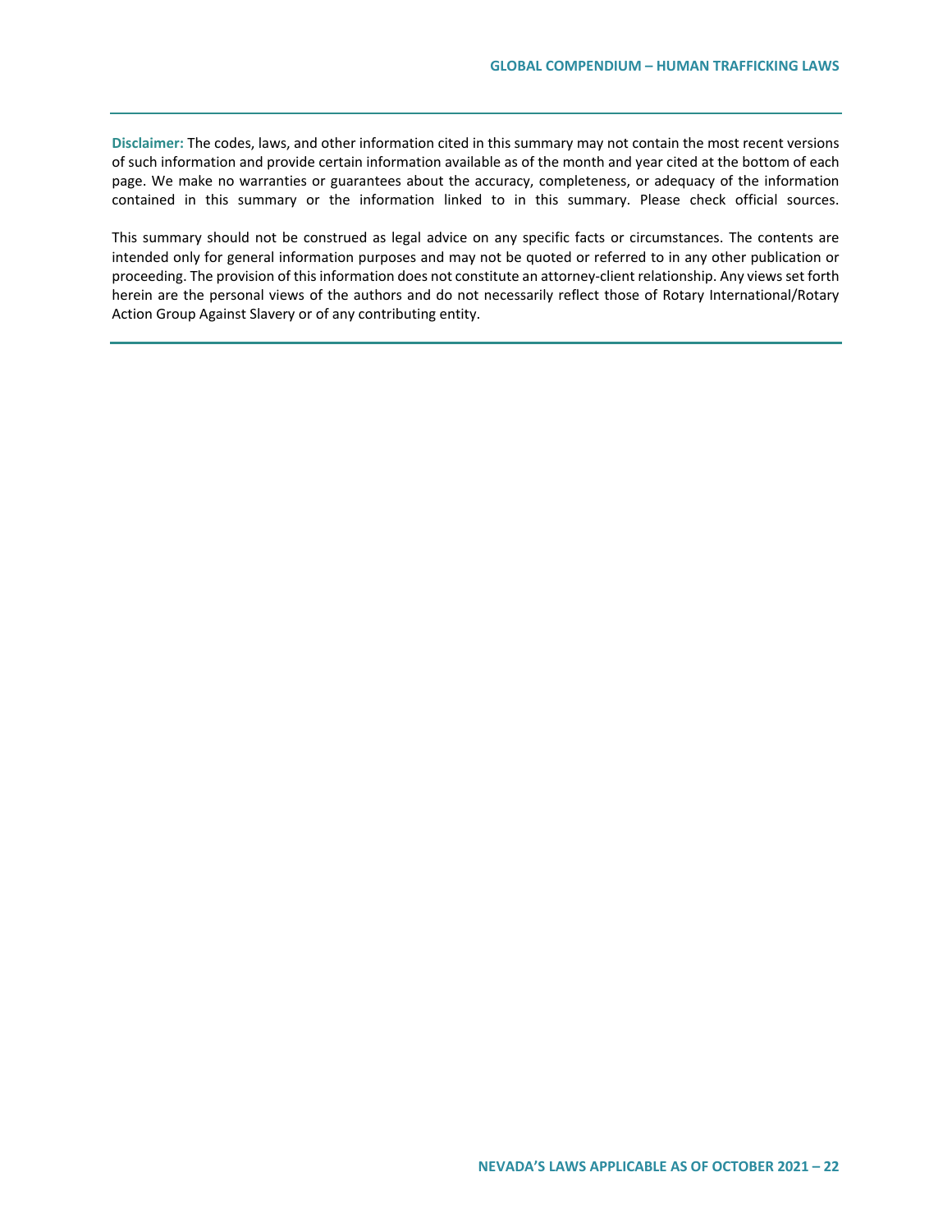**Disclaimer:** The codes, laws, and other information cited in this summary may not contain the most recent versions of such information and provide certain information available as of the month and year cited at the bottom of each page. We make no warranties or guarantees about the accuracy, completeness, or adequacy of the information contained in this summary or the information linked to in this summary. Please check official sources.

This summary should not be construed as legal advice on any specific facts or circumstances. The contents are intended only for general information purposes and may not be quoted or referred to in any other publication or proceeding. The provision of this information does not constitute an attorney-client relationship. Any views set forth herein are the personal views of the authors and do not necessarily reflect those of Rotary International/Rotary Action Group Against Slavery or of any contributing entity.